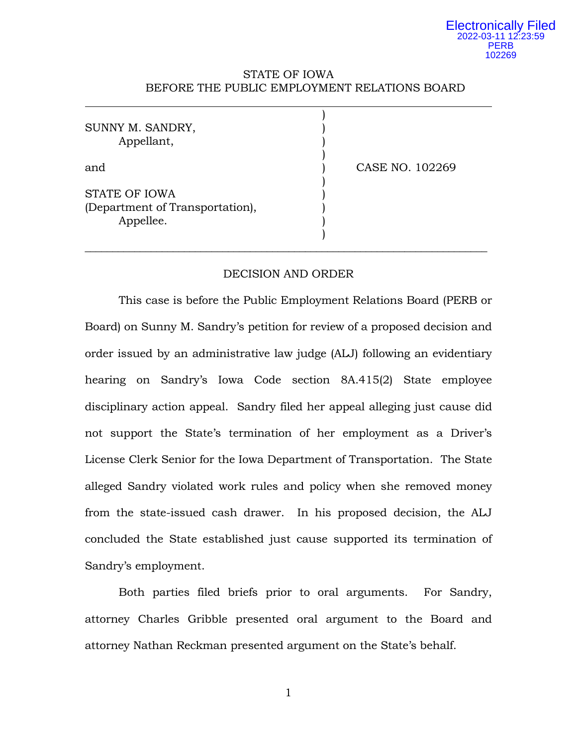Electronically Filed
2022-03-11 12:23:59
PERB
102269

STATE OF IOWA
BEFORE THE PUBLIC EMPLOYMENT RELATIONS BOARD

| | |
|---|---|
| SUNNY M. SANDRY,<br>Appellant,<br><br>and<br><br>STATE OF IOWA<br>(Department of Transportation),<br>Appellee. | CASE NO. 102269 |

## DECISION AND ORDER

This case is before the Public Employment Relations Board (PERB or Board) on Sunny M. Sandry's petition for review of a proposed decision and order issued by an administrative law judge (ALJ) following an evidentiary hearing on Sandry's Iowa Code section 8A.415(2) State employee disciplinary action appeal. Sandry filed her appeal alleging just cause did not support the State's termination of her employment as a Driver's License Clerk Senior for the Iowa Department of Transportation. The State alleged Sandry violated work rules and policy when she removed money from the state-issued cash drawer. In his proposed decision, the ALJ concluded the State established just cause supported its termination of Sandry's employment.

Both parties filed briefs prior to oral arguments. For Sandry, attorney Charles Gribble presented oral argument to the Board and attorney Nathan Reckman presented argument on the State's behalf.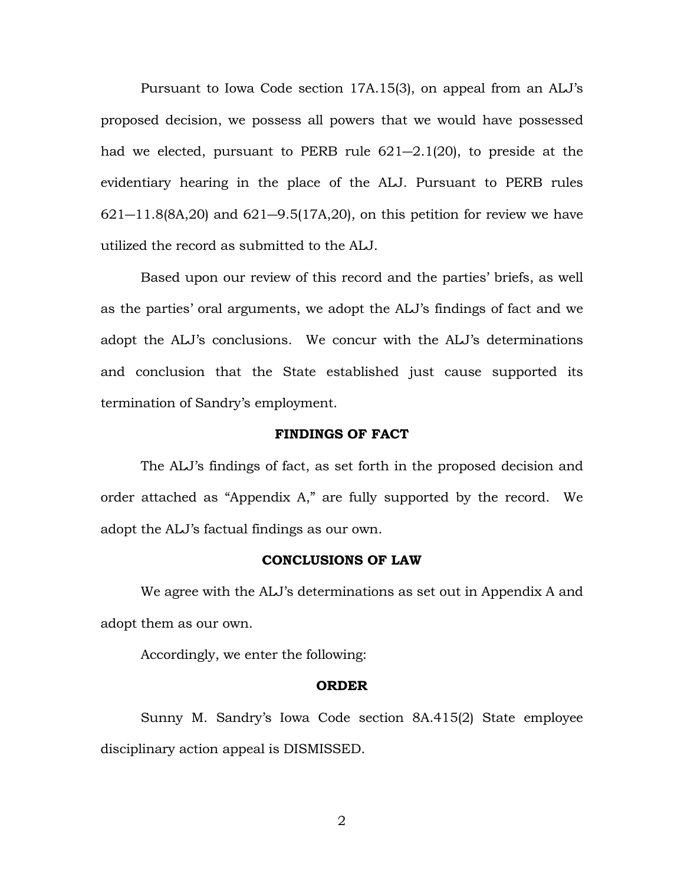Pursuant to Iowa Code section 17A.15(3), on appeal from an ALJ's proposed decision, we possess all powers that we would have possessed had we elected, pursuant to PERB rule 621—2.1(20), to preside at the evidentiary hearing in the place of the ALJ. Pursuant to PERB rules 621—11.8(8A,20) and 621—9.5(17A,20), on this petition for review we have utilized the record as submitted to the ALJ.

Based upon our review of this record and the parties' briefs, as well as the parties' oral arguments, we adopt the ALJ's findings of fact and we adopt the ALJ's conclusions. We concur with the ALJ's determinations and conclusion that the State established just cause supported its termination of Sandry's employment.

## FINDINGS OF FACT

The ALJ's findings of fact, as set forth in the proposed decision and order attached as "Appendix A," are fully supported by the record. We adopt the ALJ's factual findings as our own.

## CONCLUSIONS OF LAW

We agree with the ALJ's determinations as set out in Appendix A and adopt them as our own.

Accordingly, we enter the following:

## ORDER

Sunny M. Sandry's Iowa Code section 8A.415(2) State employee disciplinary action appeal is DISMISSED.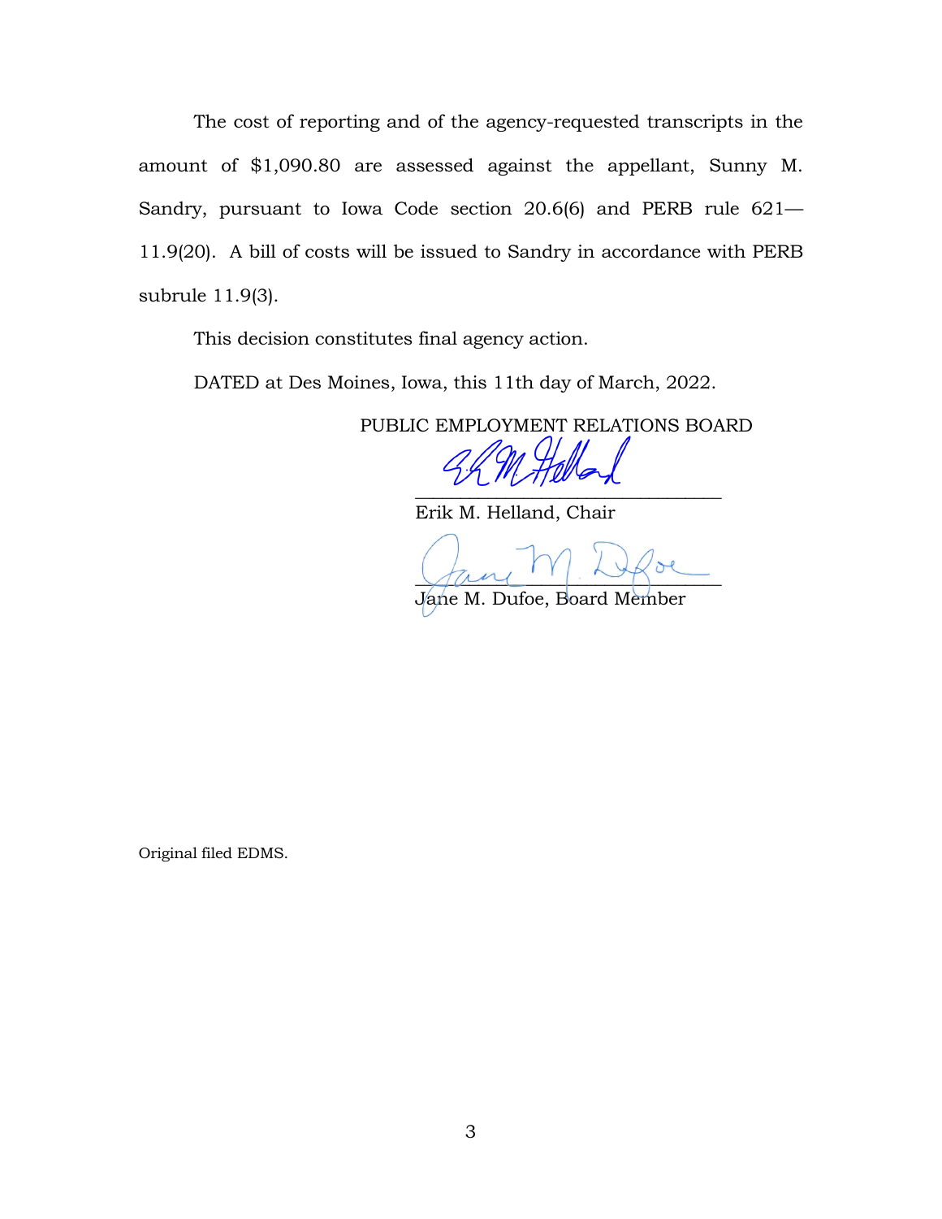The cost of reporting and of the agency-requested transcripts in the amount of $1,090.80 are assessed against the appellant, Sunny M. Sandry, pursuant to Iowa Code section 20.6(6) and PERB rule 621—11.9(20). A bill of costs will be issued to Sandry in accordance with PERB subrule 11.9(3).

This decision constitutes final agency action.

DATED at Des Moines, Iowa, this 11th day of March, 2022.

PUBLIC EMPLOYMENT RELATIONS BOARD

______________________________
Erik M. Helland, Chair

______________________________
Jane M. Dufoe, Board Member

Original filed EDMS.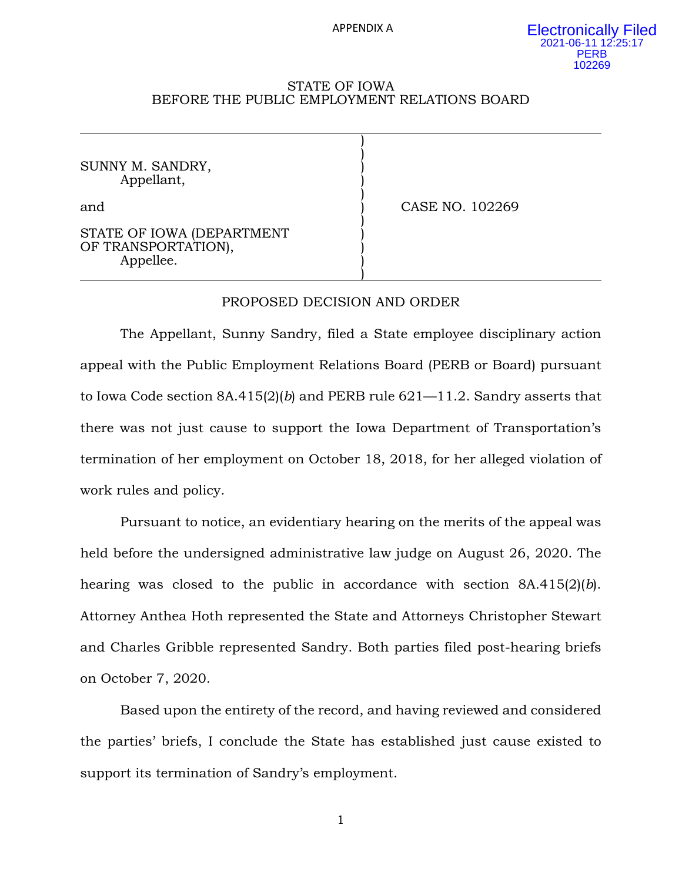APPENDIX A

Electronically Filed
2021-06-11 12:25:17
PERB
102269

STATE OF IOWA
BEFORE THE PUBLIC EMPLOYMENT RELATIONS BOARD

| | |
|---|---|
| SUNNY M. SANDRY,<br>Appellant,<br><br>and<br><br>STATE OF IOWA (DEPARTMENT OF TRANSPORTATION),<br>Appellee. | CASE NO. 102269 |

## PROPOSED DECISION AND ORDER

The Appellant, Sunny Sandry, filed a State employee disciplinary action appeal with the Public Employment Relations Board (PERB or Board) pursuant to Iowa Code section 8A.415(2)(*b*) and PERB rule 621—11.2. Sandry asserts that there was not just cause to support the Iowa Department of Transportation's termination of her employment on October 18, 2018, for her alleged violation of work rules and policy.

Pursuant to notice, an evidentiary hearing on the merits of the appeal was held before the undersigned administrative law judge on August 26, 2020. The hearing was closed to the public in accordance with section 8A.415(2)(*b*). Attorney Anthea Hoth represented the State and Attorneys Christopher Stewart and Charles Gribble represented Sandry. Both parties filed post-hearing briefs on October 7, 2020.

Based upon the entirety of the record, and having reviewed and considered the parties' briefs, I conclude the State has established just cause existed to support its termination of Sandry's employment.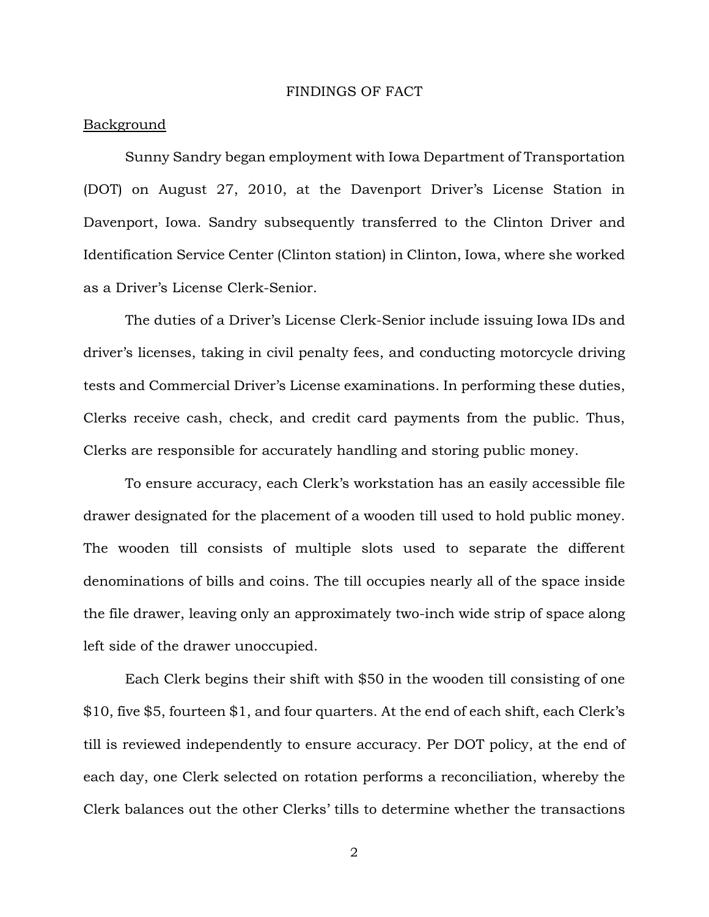## FINDINGS OF FACT

Background

Sunny Sandry began employment with Iowa Department of Transportation (DOT) on August 27, 2010, at the Davenport Driver's License Station in Davenport, Iowa. Sandry subsequently transferred to the Clinton Driver and Identification Service Center (Clinton station) in Clinton, Iowa, where she worked as a Driver's License Clerk-Senior.

The duties of a Driver's License Clerk-Senior include issuing Iowa IDs and driver's licenses, taking in civil penalty fees, and conducting motorcycle driving tests and Commercial Driver's License examinations. In performing these duties, Clerks receive cash, check, and credit card payments from the public. Thus, Clerks are responsible for accurately handling and storing public money.

To ensure accuracy, each Clerk's workstation has an easily accessible file drawer designated for the placement of a wooden till used to hold public money. The wooden till consists of multiple slots used to separate the different denominations of bills and coins. The till occupies nearly all of the space inside the file drawer, leaving only an approximately two-inch wide strip of space along left side of the drawer unoccupied.

Each Clerk begins their shift with $50 in the wooden till consisting of one $10, five $5, fourteen $1, and four quarters. At the end of each shift, each Clerk's till is reviewed independently to ensure accuracy. Per DOT policy, at the end of each day, one Clerk selected on rotation performs a reconciliation, whereby the Clerk balances out the other Clerks' tills to determine whether the transactions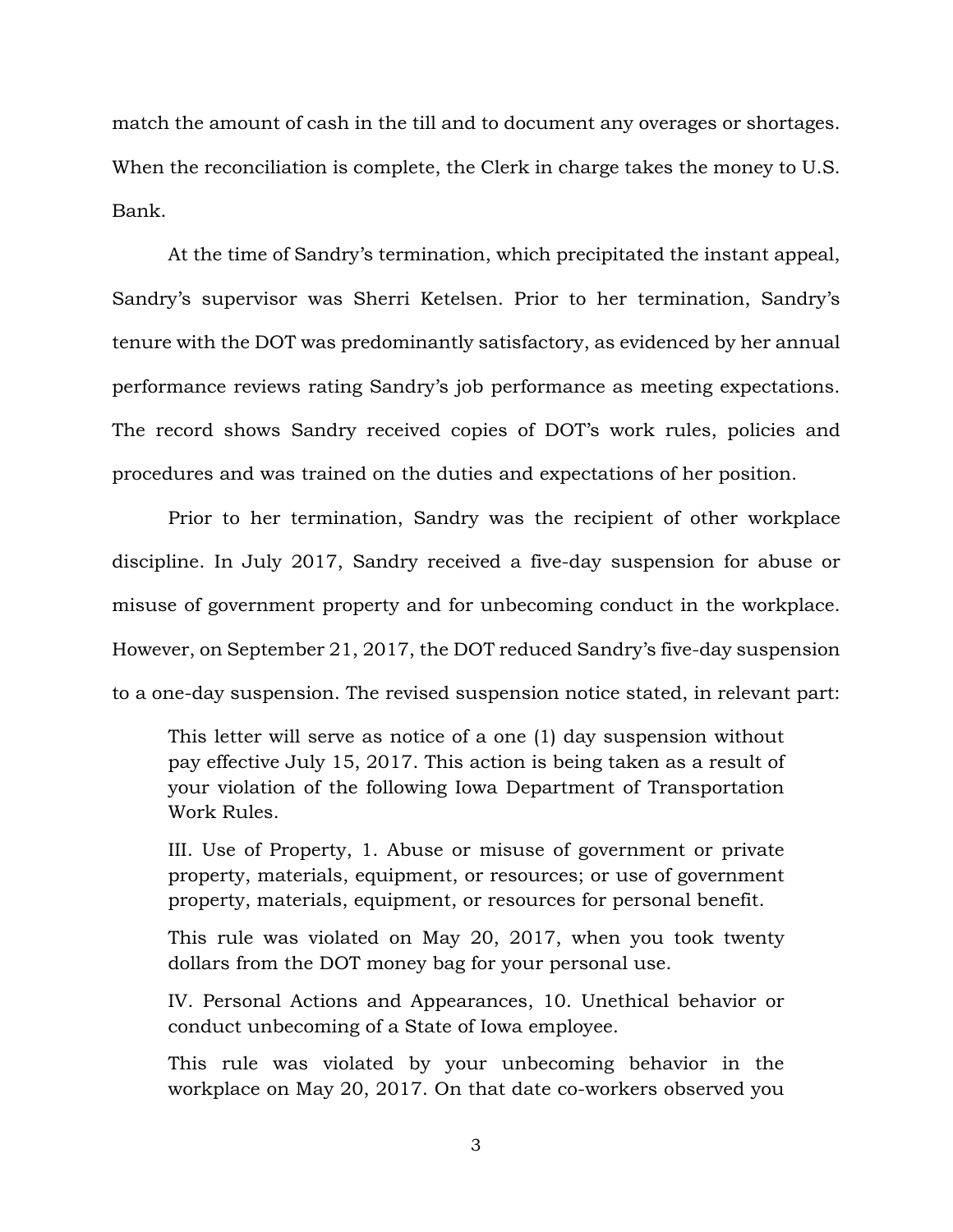match the amount of cash in the till and to document any overages or shortages. When the reconciliation is complete, the Clerk in charge takes the money to U.S. Bank.

At the time of Sandry's termination, which precipitated the instant appeal, Sandry's supervisor was Sherri Ketelsen. Prior to her termination, Sandry's tenure with the DOT was predominantly satisfactory, as evidenced by her annual performance reviews rating Sandry's job performance as meeting expectations. The record shows Sandry received copies of DOT's work rules, policies and procedures and was trained on the duties and expectations of her position.

Prior to her termination, Sandry was the recipient of other workplace discipline. In July 2017, Sandry received a five-day suspension for abuse or misuse of government property and for unbecoming conduct in the workplace. However, on September 21, 2017, the DOT reduced Sandry's five-day suspension to a one-day suspension. The revised suspension notice stated, in relevant part:

> This letter will serve as notice of a one (1) day suspension without pay effective July 15, 2017. This action is being taken as a result of your violation of the following Iowa Department of Transportation Work Rules.
>
> III. Use of Property, 1. Abuse or misuse of government or private property, materials, equipment, or resources; or use of government property, materials, equipment, or resources for personal benefit.
>
> This rule was violated on May 20, 2017, when you took twenty dollars from the DOT money bag for your personal use.
>
> IV. Personal Actions and Appearances, 10. Unethical behavior or conduct unbecoming of a State of Iowa employee.
>
> This rule was violated by your unbecoming behavior in the workplace on May 20, 2017. On that date co-workers observed you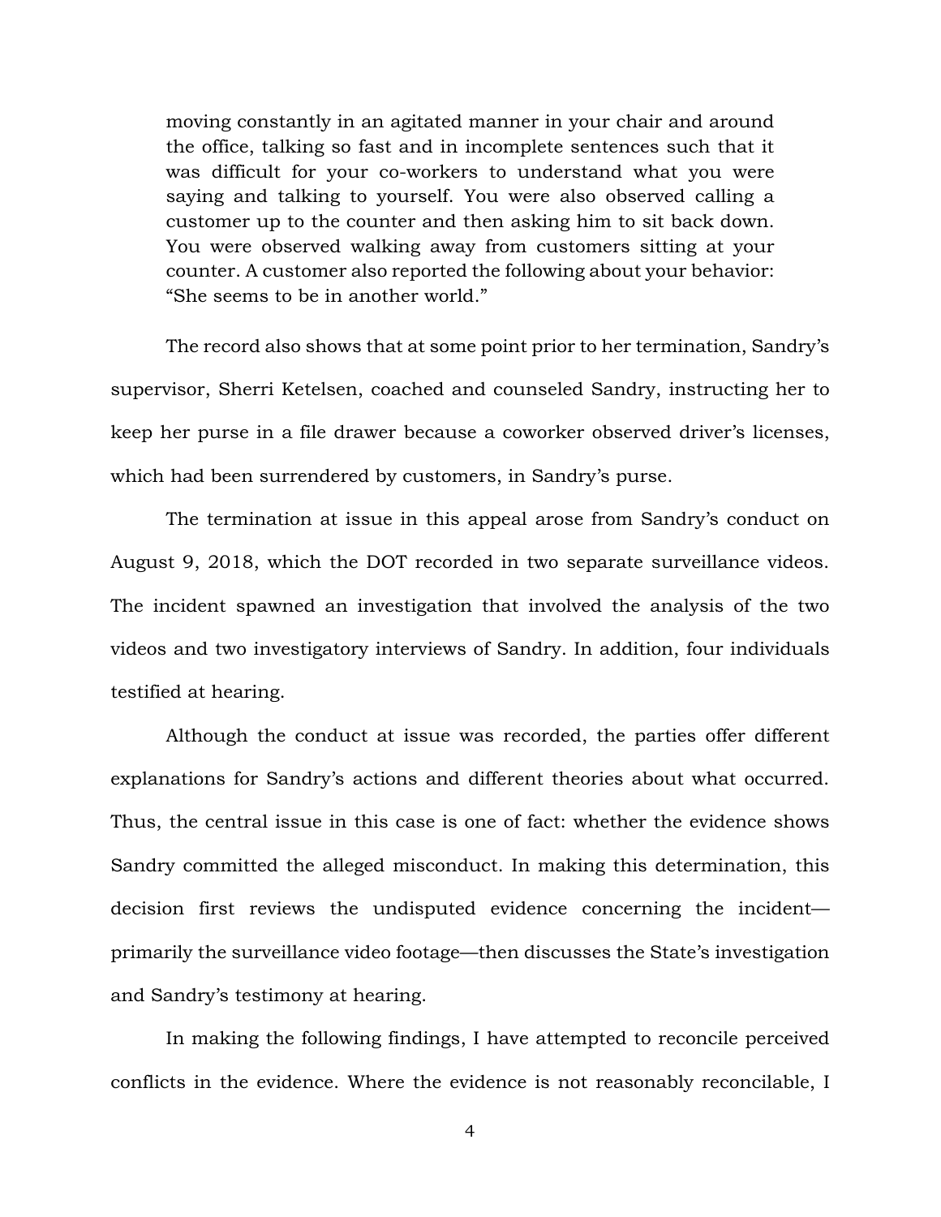> moving constantly in an agitated manner in your chair and around the office, talking so fast and in incomplete sentences such that it was difficult for your co-workers to understand what you were saying and talking to yourself. You were also observed calling a customer up to the counter and then asking him to sit back down. You were observed walking away from customers sitting at your counter. A customer also reported the following about your behavior: "She seems to be in another world."

The record also shows that at some point prior to her termination, Sandry's supervisor, Sherri Ketelsen, coached and counseled Sandry, instructing her to keep her purse in a file drawer because a coworker observed driver's licenses, which had been surrendered by customers, in Sandry's purse.

The termination at issue in this appeal arose from Sandry's conduct on August 9, 2018, which the DOT recorded in two separate surveillance videos. The incident spawned an investigation that involved the analysis of the two videos and two investigatory interviews of Sandry. In addition, four individuals testified at hearing.

Although the conduct at issue was recorded, the parties offer different explanations for Sandry's actions and different theories about what occurred. Thus, the central issue in this case is one of fact: whether the evidence shows Sandry committed the alleged misconduct. In making this determination, this decision first reviews the undisputed evidence concerning the incident—primarily the surveillance video footage—then discusses the State's investigation and Sandry's testimony at hearing.

In making the following findings, I have attempted to reconcile perceived conflicts in the evidence. Where the evidence is not reasonably reconcilable, I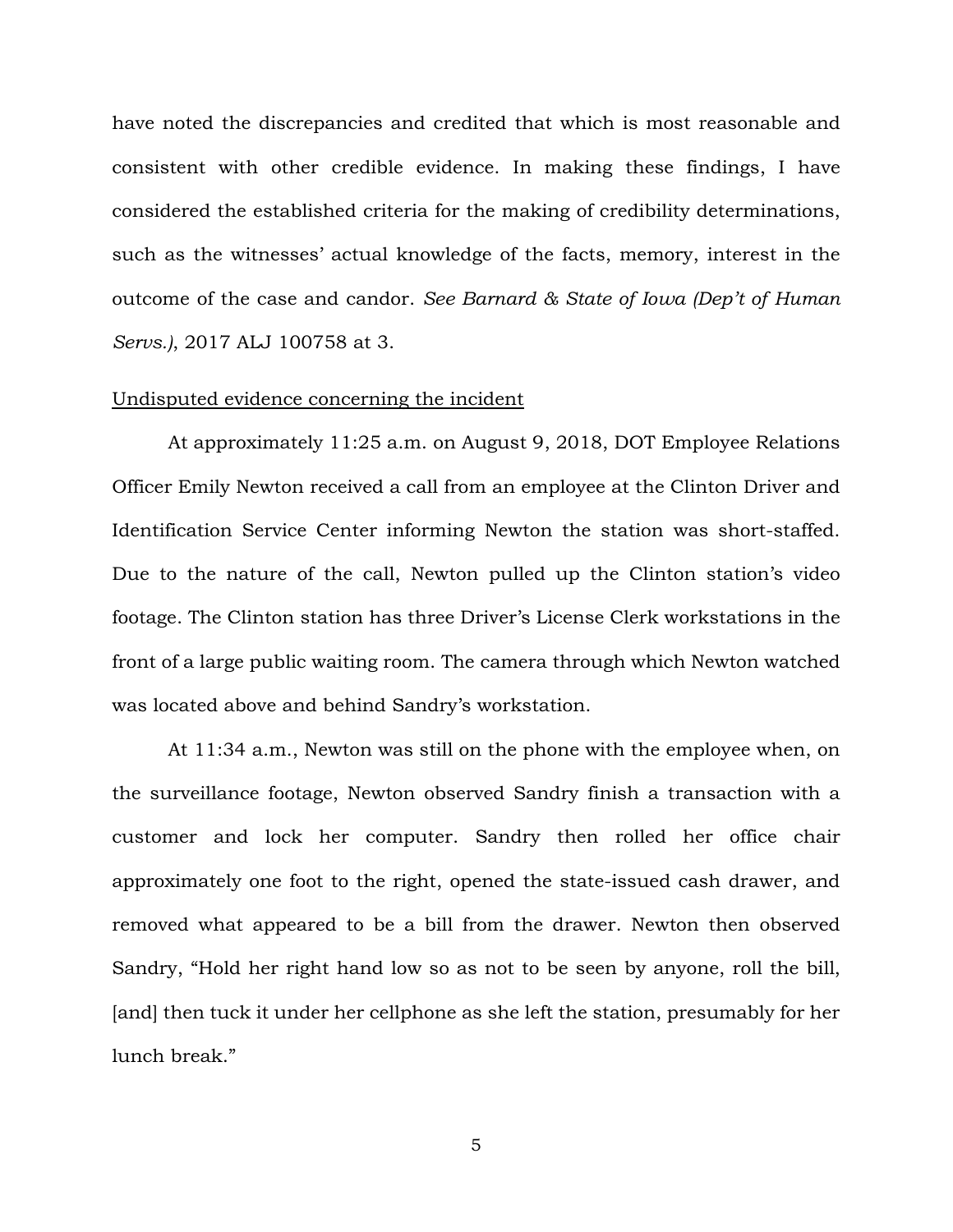have noted the discrepancies and credited that which is most reasonable and consistent with other credible evidence. In making these findings, I have considered the established criteria for the making of credibility determinations, such as the witnesses' actual knowledge of the facts, memory, interest in the outcome of the case and candor. *See Barnard & State of Iowa (Dep't of Human Servs.)*, 2017 ALJ 100758 at 3.

<u>Undisputed evidence concerning the incident</u>

At approximately 11:25 a.m. on August 9, 2018, DOT Employee Relations Officer Emily Newton received a call from an employee at the Clinton Driver and Identification Service Center informing Newton the station was short-staffed. Due to the nature of the call, Newton pulled up the Clinton station's video footage. The Clinton station has three Driver's License Clerk workstations in the front of a large public waiting room. The camera through which Newton watched was located above and behind Sandry's workstation.

At 11:34 a.m., Newton was still on the phone with the employee when, on the surveillance footage, Newton observed Sandry finish a transaction with a customer and lock her computer. Sandry then rolled her office chair approximately one foot to the right, opened the state-issued cash drawer, and removed what appeared to be a bill from the drawer. Newton then observed Sandry, "Hold her right hand low so as not to be seen by anyone, roll the bill, [and] then tuck it under her cellphone as she left the station, presumably for her lunch break."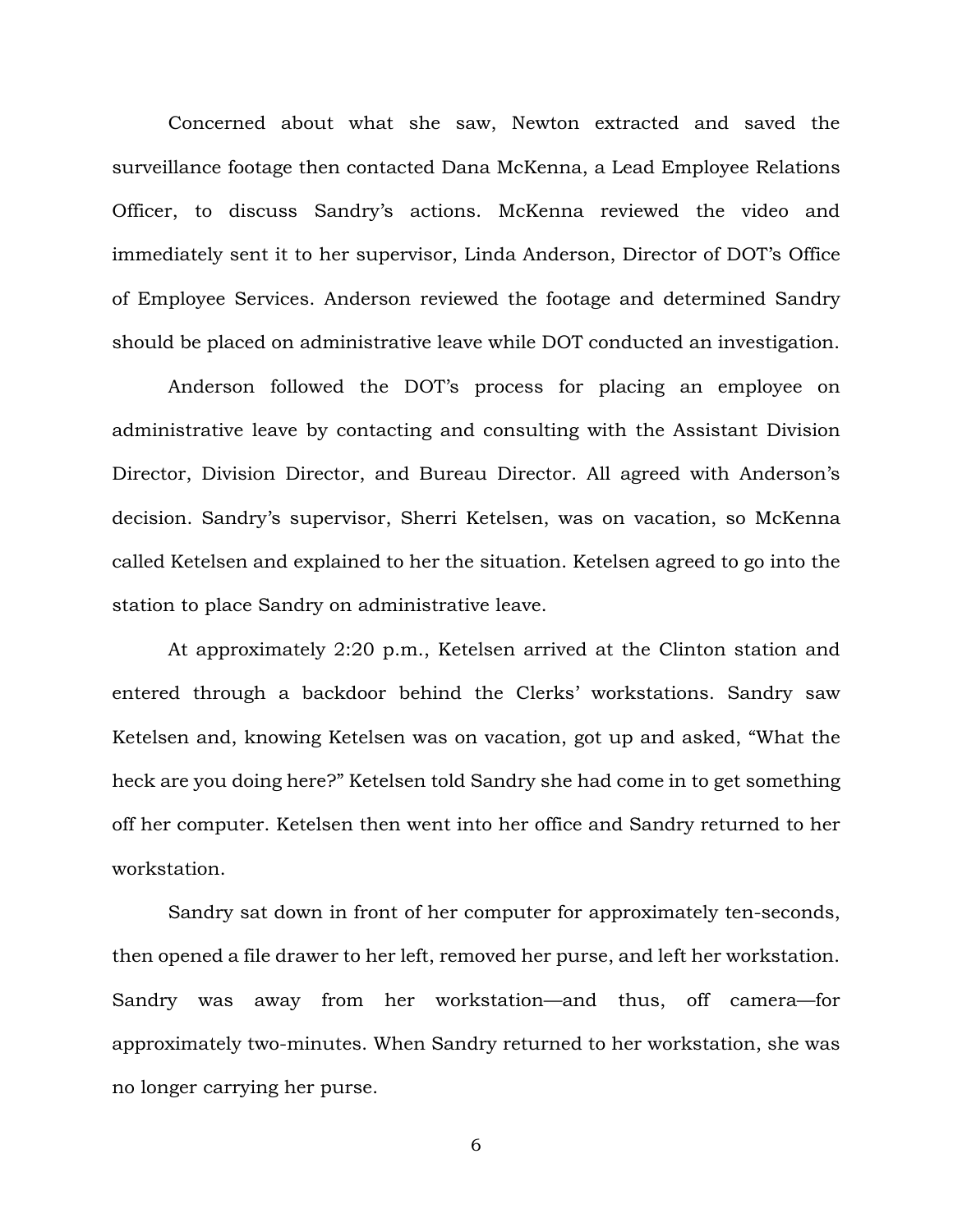Concerned about what she saw, Newton extracted and saved the surveillance footage then contacted Dana McKenna, a Lead Employee Relations Officer, to discuss Sandry's actions. McKenna reviewed the video and immediately sent it to her supervisor, Linda Anderson, Director of DOT's Office of Employee Services. Anderson reviewed the footage and determined Sandry should be placed on administrative leave while DOT conducted an investigation.

Anderson followed the DOT's process for placing an employee on administrative leave by contacting and consulting with the Assistant Division Director, Division Director, and Bureau Director. All agreed with Anderson's decision. Sandry's supervisor, Sherri Ketelsen, was on vacation, so McKenna called Ketelsen and explained to her the situation. Ketelsen agreed to go into the station to place Sandry on administrative leave.

At approximately 2:20 p.m., Ketelsen arrived at the Clinton station and entered through a backdoor behind the Clerks' workstations. Sandry saw Ketelsen and, knowing Ketelsen was on vacation, got up and asked, "What the heck are you doing here?" Ketelsen told Sandry she had come in to get something off her computer. Ketelsen then went into her office and Sandry returned to her workstation.

Sandry sat down in front of her computer for approximately ten-seconds, then opened a file drawer to her left, removed her purse, and left her workstation. Sandry was away from her workstation—and thus, off camera—for approximately two-minutes. When Sandry returned to her workstation, she was no longer carrying her purse.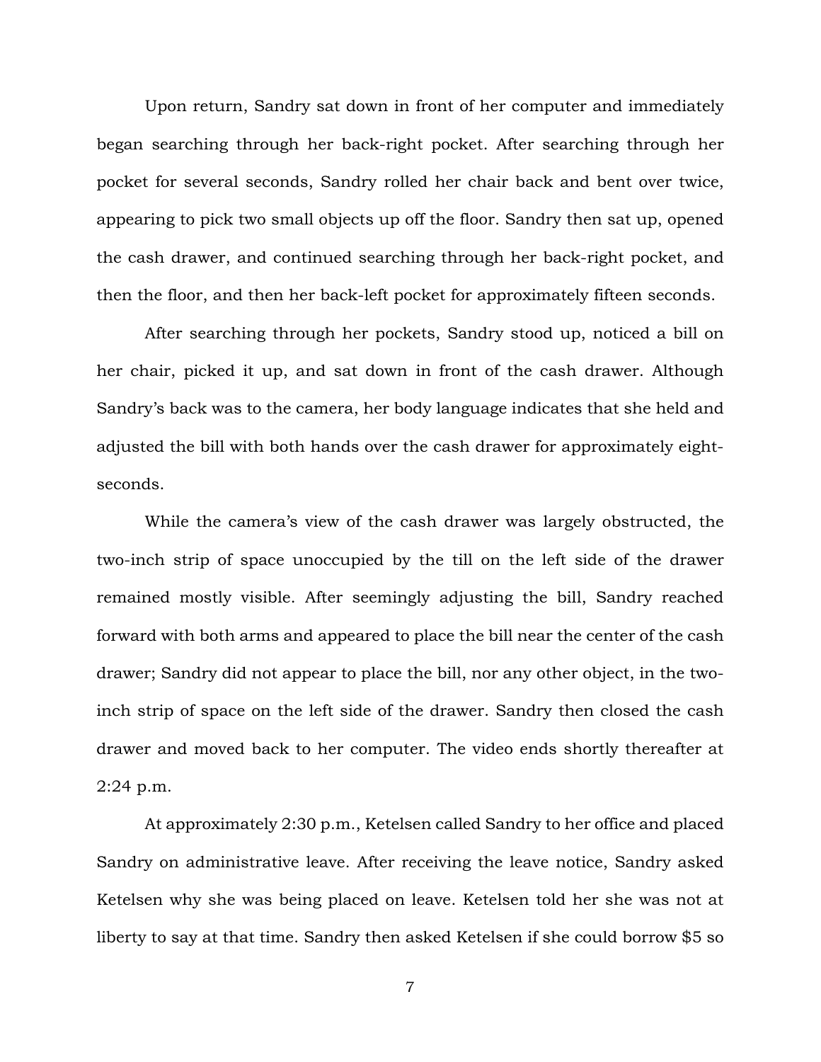Upon return, Sandry sat down in front of her computer and immediately began searching through her back-right pocket. After searching through her pocket for several seconds, Sandry rolled her chair back and bent over twice, appearing to pick two small objects up off the floor. Sandry then sat up, opened the cash drawer, and continued searching through her back-right pocket, and then the floor, and then her back-left pocket for approximately fifteen seconds.

After searching through her pockets, Sandry stood up, noticed a bill on her chair, picked it up, and sat down in front of the cash drawer. Although Sandry's back was to the camera, her body language indicates that she held and adjusted the bill with both hands over the cash drawer for approximately eight-seconds.

While the camera's view of the cash drawer was largely obstructed, the two-inch strip of space unoccupied by the till on the left side of the drawer remained mostly visible. After seemingly adjusting the bill, Sandry reached forward with both arms and appeared to place the bill near the center of the cash drawer; Sandry did not appear to place the bill, nor any other object, in the two-inch strip of space on the left side of the drawer. Sandry then closed the cash drawer and moved back to her computer. The video ends shortly thereafter at 2:24 p.m.

At approximately 2:30 p.m., Ketelsen called Sandry to her office and placed Sandry on administrative leave. After receiving the leave notice, Sandry asked Ketelsen why she was being placed on leave. Ketelsen told her she was not at liberty to say at that time. Sandry then asked Ketelsen if she could borrow $5 so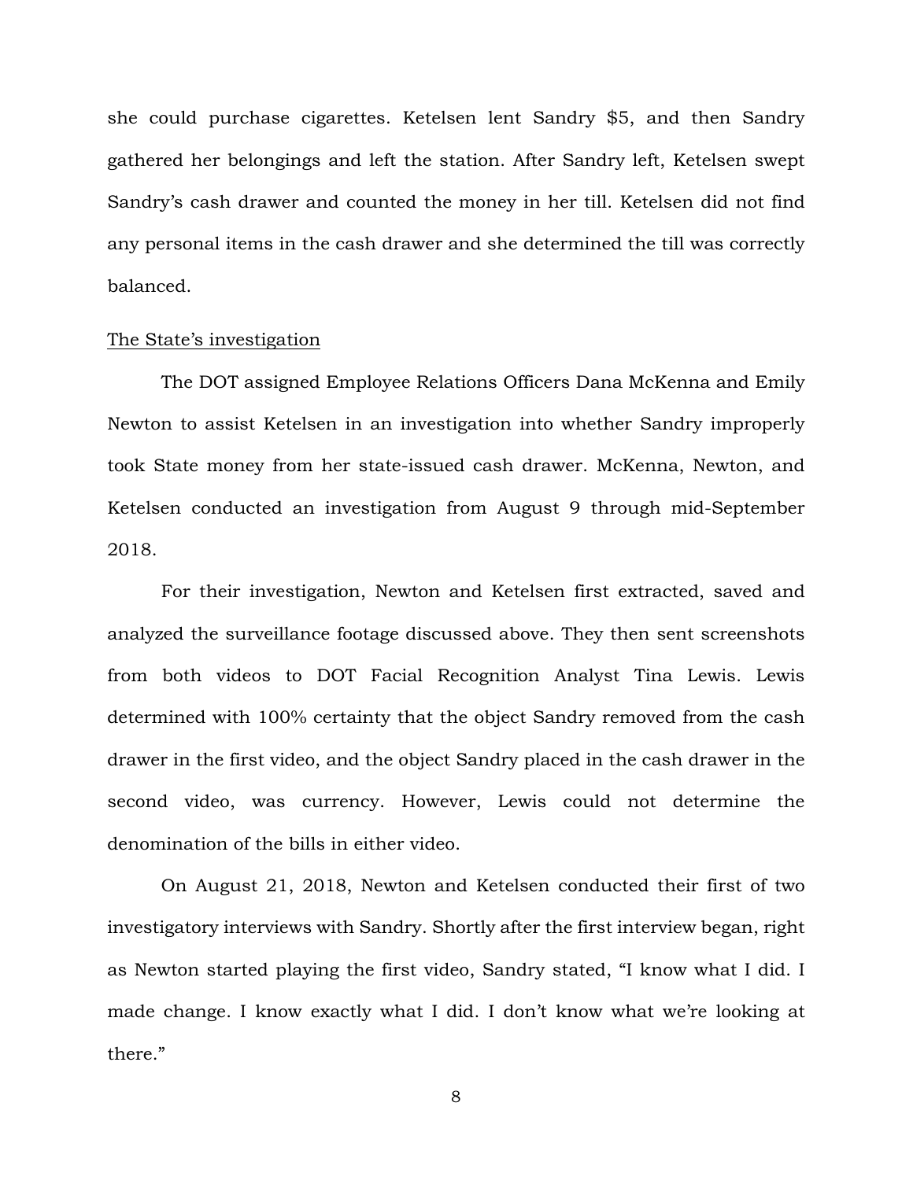she could purchase cigarettes. Ketelsen lent Sandry $5, and then Sandry gathered her belongings and left the station. After Sandry left, Ketelsen swept Sandry's cash drawer and counted the money in her till. Ketelsen did not find any personal items in the cash drawer and she determined the till was correctly balanced.

<u>The State's investigation</u>

The DOT assigned Employee Relations Officers Dana McKenna and Emily Newton to assist Ketelsen in an investigation into whether Sandry improperly took State money from her state-issued cash drawer. McKenna, Newton, and Ketelsen conducted an investigation from August 9 through mid-September 2018.

For their investigation, Newton and Ketelsen first extracted, saved and analyzed the surveillance footage discussed above. They then sent screenshots from both videos to DOT Facial Recognition Analyst Tina Lewis. Lewis determined with 100% certainty that the object Sandry removed from the cash drawer in the first video, and the object Sandry placed in the cash drawer in the second video, was currency. However, Lewis could not determine the denomination of the bills in either video.

On August 21, 2018, Newton and Ketelsen conducted their first of two investigatory interviews with Sandry. Shortly after the first interview began, right as Newton started playing the first video, Sandry stated, "I know what I did. I made change. I know exactly what I did. I don't know what we're looking at there."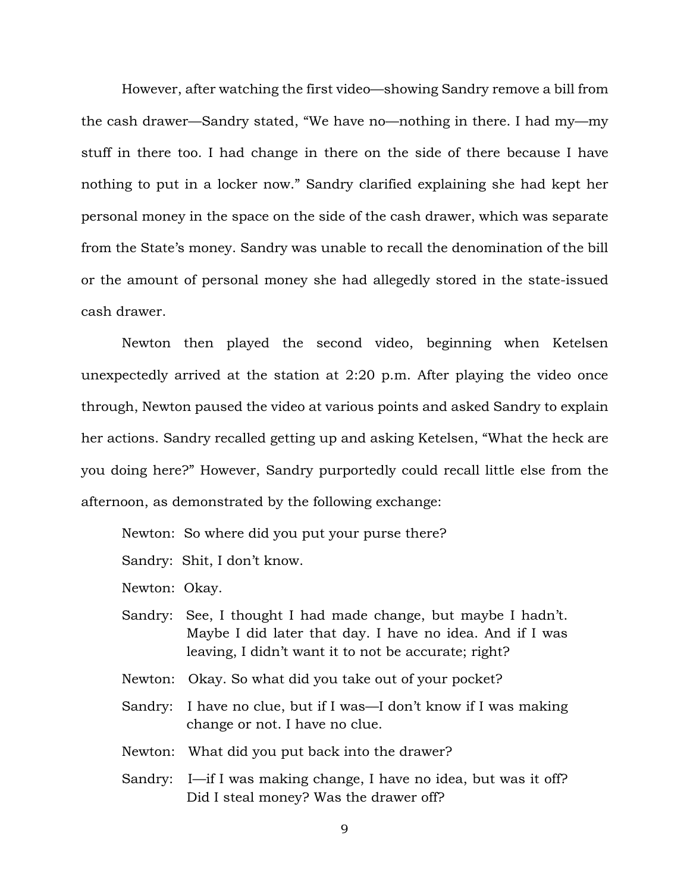However, after watching the first video—showing Sandry remove a bill from the cash drawer—Sandry stated, "We have no—nothing in there. I had my—my stuff in there too. I had change in there on the side of there because I have nothing to put in a locker now." Sandry clarified explaining she had kept her personal money in the space on the side of the cash drawer, which was separate from the State's money. Sandry was unable to recall the denomination of the bill or the amount of personal money she had allegedly stored in the state-issued cash drawer.

Newton then played the second video, beginning when Ketelsen unexpectedly arrived at the station at 2:20 p.m. After playing the video once through, Newton paused the video at various points and asked Sandry to explain her actions. Sandry recalled getting up and asking Ketelsen, "What the heck are you doing here?" However, Sandry purportedly could recall little else from the afternoon, as demonstrated by the following exchange:

> Newton: So where did you put your purse there?
>
> Sandry: Shit, I don't know.
>
> Newton: Okay.
>
> Sandry: See, I thought I had made change, but maybe I hadn't. Maybe I did later that day. I have no idea. And if I was leaving, I didn't want it to not be accurate; right?
>
> Newton: Okay. So what did you take out of your pocket?
>
> Sandry: I have no clue, but if I was—I don't know if I was making change or not. I have no clue.
>
> Newton: What did you put back into the drawer?
>
> Sandry: I—if I was making change, I have no idea, but was it off? Did I steal money? Was the drawer off?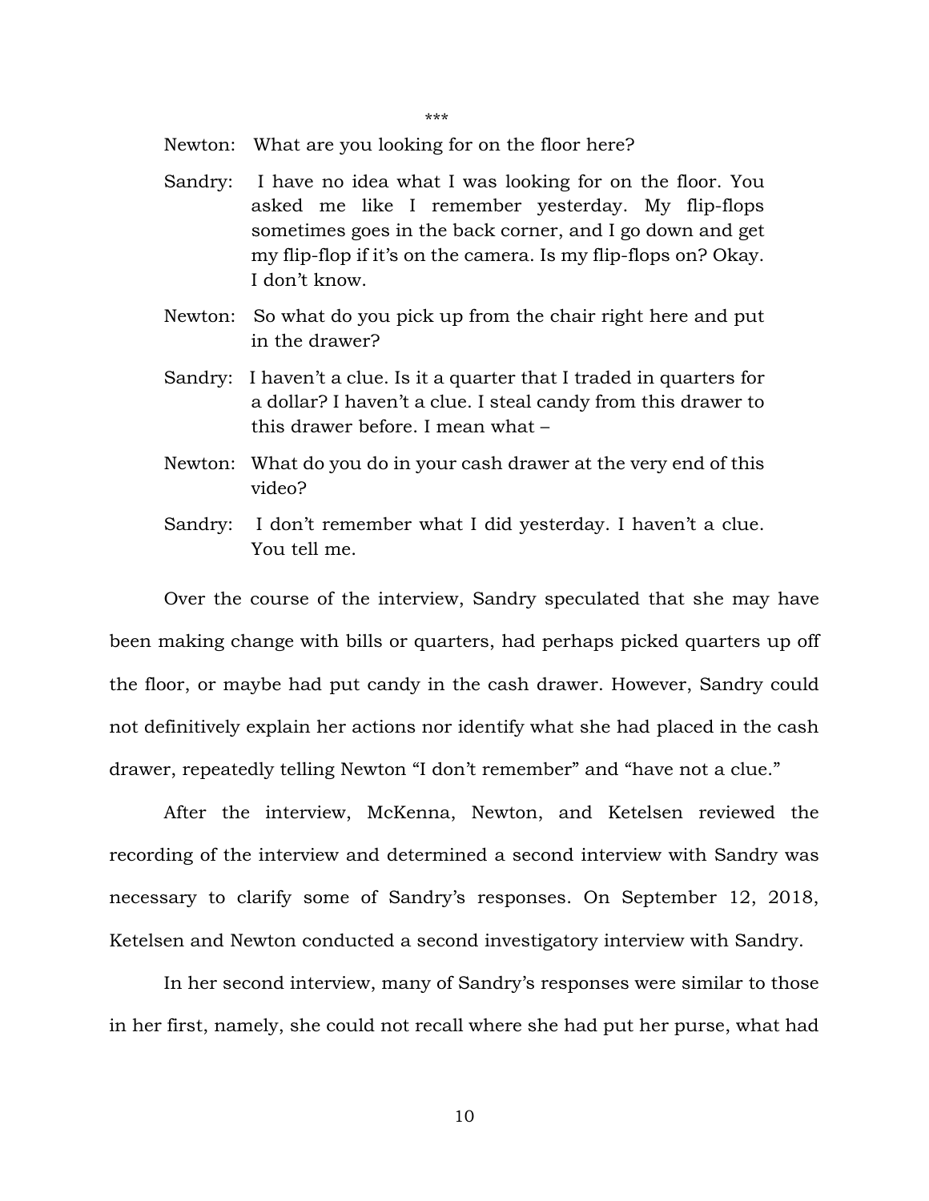\*\*\*

Newton: What are you looking for on the floor here?

Sandry: I have no idea what I was looking for on the floor. You asked me like I remember yesterday. My flip-flops sometimes goes in the back corner, and I go down and get my flip-flop if it's on the camera. Is my flip-flops on? Okay. I don't know.

Newton: So what do you pick up from the chair right here and put in the drawer?

Sandry: I haven't a clue. Is it a quarter that I traded in quarters for a dollar? I haven't a clue. I steal candy from this drawer to this drawer before. I mean what –

Newton: What do you do in your cash drawer at the very end of this video?

Sandry: I don't remember what I did yesterday. I haven't a clue. You tell me.

Over the course of the interview, Sandry speculated that she may have been making change with bills or quarters, had perhaps picked quarters up off the floor, or maybe had put candy in the cash drawer. However, Sandry could not definitively explain her actions nor identify what she had placed in the cash drawer, repeatedly telling Newton "I don't remember" and "have not a clue."

After the interview, McKenna, Newton, and Ketelsen reviewed the recording of the interview and determined a second interview with Sandry was necessary to clarify some of Sandry's responses. On September 12, 2018, Ketelsen and Newton conducted a second investigatory interview with Sandry.

In her second interview, many of Sandry's responses were similar to those in her first, namely, she could not recall where she had put her purse, what had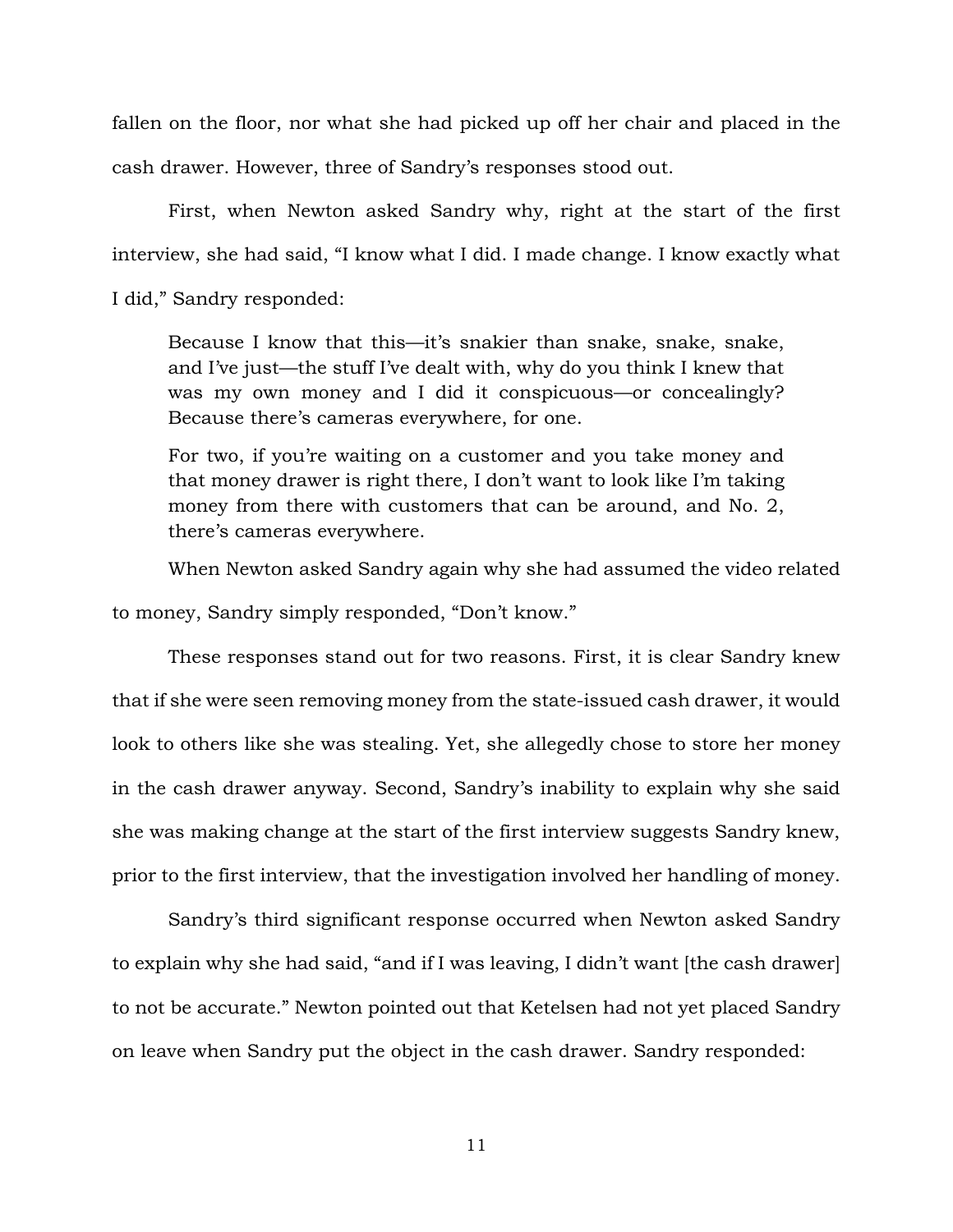fallen on the floor, nor what she had picked up off her chair and placed in the cash drawer. However, three of Sandry's responses stood out.

First, when Newton asked Sandry why, right at the start of the first interview, she had said, "I know what I did. I made change. I know exactly what I did," Sandry responded:

> Because I know that this—it's snakier than snake, snake, snake, and I've just—the stuff I've dealt with, why do you think I knew that was my own money and I did it conspicuous—or concealingly? Because there's cameras everywhere, for one.
>
> For two, if you're waiting on a customer and you take money and that money drawer is right there, I don't want to look like I'm taking money from there with customers that can be around, and No. 2, there's cameras everywhere.

When Newton asked Sandry again why she had assumed the video related to money, Sandry simply responded, "Don't know."

These responses stand out for two reasons. First, it is clear Sandry knew that if she were seen removing money from the state-issued cash drawer, it would look to others like she was stealing. Yet, she allegedly chose to store her money in the cash drawer anyway. Second, Sandry's inability to explain why she said she was making change at the start of the first interview suggests Sandry knew, prior to the first interview, that the investigation involved her handling of money.

Sandry's third significant response occurred when Newton asked Sandry to explain why she had said, "and if I was leaving, I didn't want [the cash drawer] to not be accurate." Newton pointed out that Ketelsen had not yet placed Sandry on leave when Sandry put the object in the cash drawer. Sandry responded: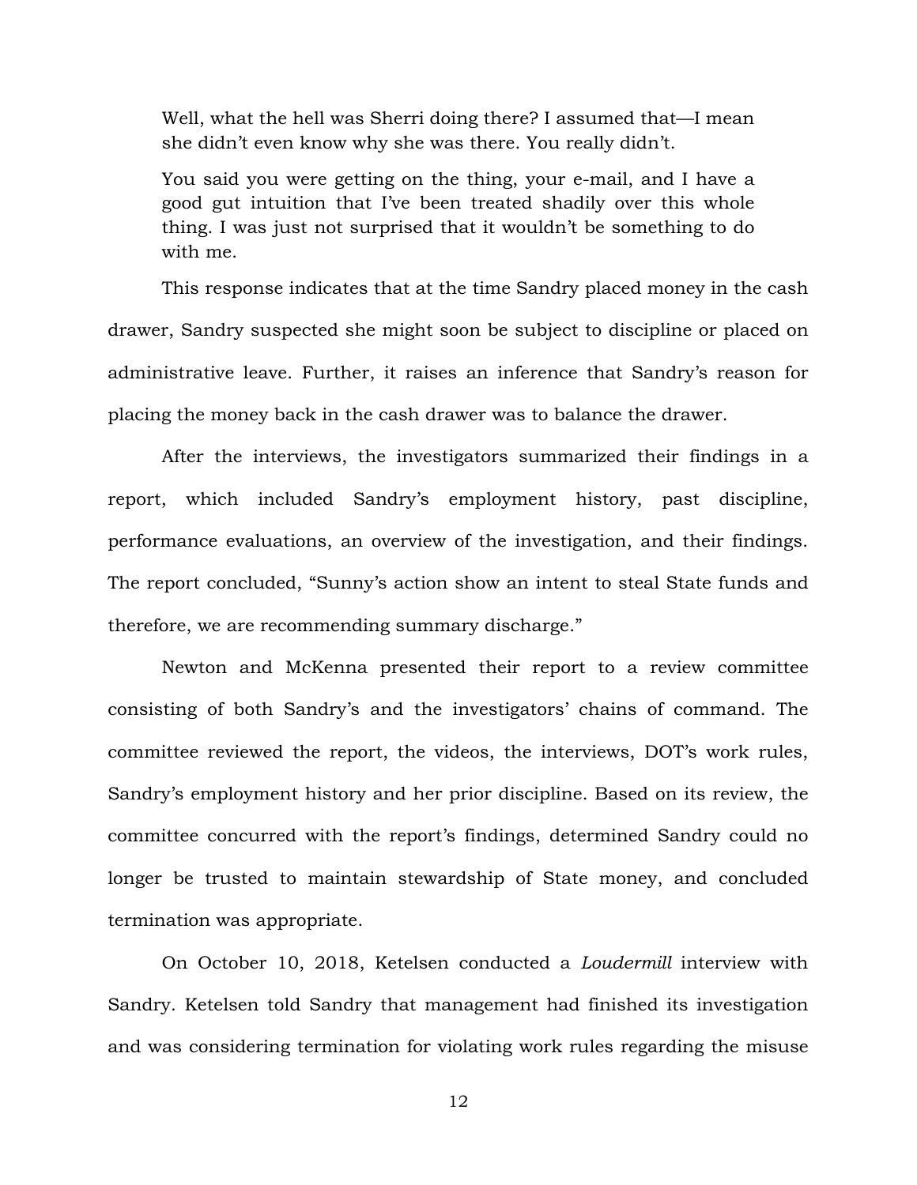> Well, what the hell was Sherri doing there? I assumed that—I mean she didn't even know why she was there. You really didn't.
>
> You said you were getting on the thing, your e-mail, and I have a good gut intuition that I've been treated shadily over this whole thing. I was just not surprised that it wouldn't be something to do with me.

This response indicates that at the time Sandry placed money in the cash drawer, Sandry suspected she might soon be subject to discipline or placed on administrative leave. Further, it raises an inference that Sandry's reason for placing the money back in the cash drawer was to balance the drawer.

After the interviews, the investigators summarized their findings in a report, which included Sandry's employment history, past discipline, performance evaluations, an overview of the investigation, and their findings. The report concluded, "Sunny's action show an intent to steal State funds and therefore, we are recommending summary discharge."

Newton and McKenna presented their report to a review committee consisting of both Sandry's and the investigators' chains of command. The committee reviewed the report, the videos, the interviews, DOT's work rules, Sandry's employment history and her prior discipline. Based on its review, the committee concurred with the report's findings, determined Sandry could no longer be trusted to maintain stewardship of State money, and concluded termination was appropriate.

On October 10, 2018, Ketelsen conducted a *Loudermill* interview with Sandry. Ketelsen told Sandry that management had finished its investigation and was considering termination for violating work rules regarding the misuse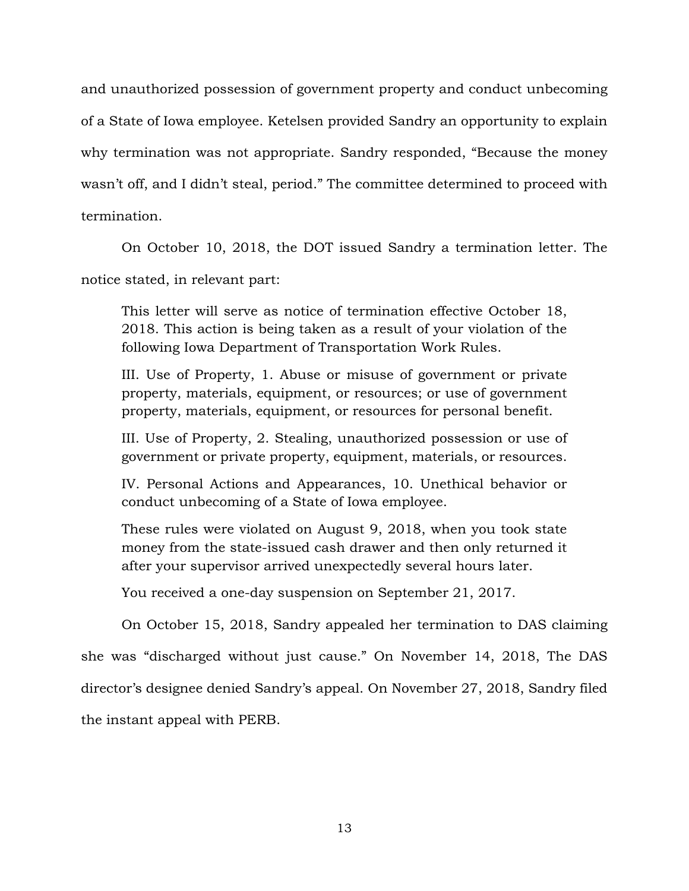and unauthorized possession of government property and conduct unbecoming of a State of Iowa employee. Ketelsen provided Sandry an opportunity to explain why termination was not appropriate. Sandry responded, "Because the money wasn't off, and I didn't steal, period." The committee determined to proceed with termination.

On October 10, 2018, the DOT issued Sandry a termination letter. The notice stated, in relevant part:

> This letter will serve as notice of termination effective October 18, 2018. This action is being taken as a result of your violation of the following Iowa Department of Transportation Work Rules.
>
> III. Use of Property, 1. Abuse or misuse of government or private property, materials, equipment, or resources; or use of government property, materials, equipment, or resources for personal benefit.
>
> III. Use of Property, 2. Stealing, unauthorized possession or use of government or private property, equipment, materials, or resources.
>
> IV. Personal Actions and Appearances, 10. Unethical behavior or conduct unbecoming of a State of Iowa employee.
>
> These rules were violated on August 9, 2018, when you took state money from the state-issued cash drawer and then only returned it after your supervisor arrived unexpectedly several hours later.
>
> You received a one-day suspension on September 21, 2017.

On October 15, 2018, Sandry appealed her termination to DAS claiming she was "discharged without just cause." On November 14, 2018, The DAS director's designee denied Sandry's appeal. On November 27, 2018, Sandry filed the instant appeal with PERB.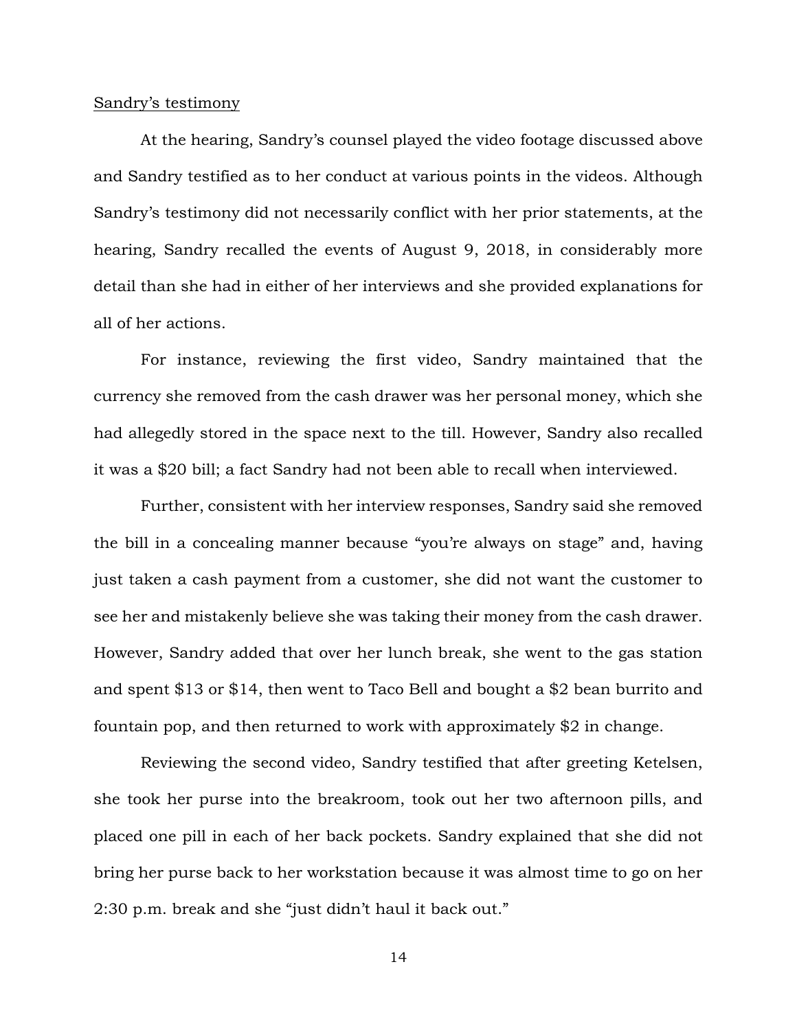Sandry's testimony

At the hearing, Sandry's counsel played the video footage discussed above and Sandry testified as to her conduct at various points in the videos. Although Sandry's testimony did not necessarily conflict with her prior statements, at the hearing, Sandry recalled the events of August 9, 2018, in considerably more detail than she had in either of her interviews and she provided explanations for all of her actions.

For instance, reviewing the first video, Sandry maintained that the currency she removed from the cash drawer was her personal money, which she had allegedly stored in the space next to the till. However, Sandry also recalled it was a $20 bill; a fact Sandry had not been able to recall when interviewed.

Further, consistent with her interview responses, Sandry said she removed the bill in a concealing manner because "you're always on stage" and, having just taken a cash payment from a customer, she did not want the customer to see her and mistakenly believe she was taking their money from the cash drawer. However, Sandry added that over her lunch break, she went to the gas station and spent $13 or $14, then went to Taco Bell and bought a $2 bean burrito and fountain pop, and then returned to work with approximately $2 in change.

Reviewing the second video, Sandry testified that after greeting Ketelsen, she took her purse into the breakroom, took out her two afternoon pills, and placed one pill in each of her back pockets. Sandry explained that she did not bring her purse back to her workstation because it was almost time to go on her 2:30 p.m. break and she "just didn't haul it back out."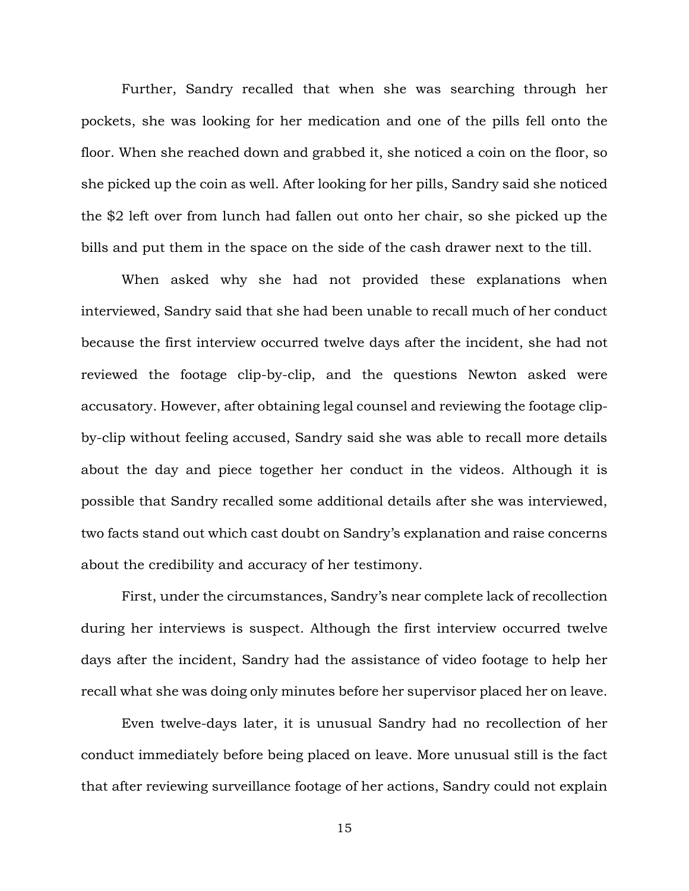Further, Sandry recalled that when she was searching through her pockets, she was looking for her medication and one of the pills fell onto the floor. When she reached down and grabbed it, she noticed a coin on the floor, so she picked up the coin as well. After looking for her pills, Sandry said she noticed the $2 left over from lunch had fallen out onto her chair, so she picked up the bills and put them in the space on the side of the cash drawer next to the till.

When asked why she had not provided these explanations when interviewed, Sandry said that she had been unable to recall much of her conduct because the first interview occurred twelve days after the incident, she had not reviewed the footage clip-by-clip, and the questions Newton asked were accusatory. However, after obtaining legal counsel and reviewing the footage clip-by-clip without feeling accused, Sandry said she was able to recall more details about the day and piece together her conduct in the videos. Although it is possible that Sandry recalled some additional details after she was interviewed, two facts stand out which cast doubt on Sandry's explanation and raise concerns about the credibility and accuracy of her testimony.

First, under the circumstances, Sandry's near complete lack of recollection during her interviews is suspect. Although the first interview occurred twelve days after the incident, Sandry had the assistance of video footage to help her recall what she was doing only minutes before her supervisor placed her on leave.

Even twelve-days later, it is unusual Sandry had no recollection of her conduct immediately before being placed on leave. More unusual still is the fact that after reviewing surveillance footage of her actions, Sandry could not explain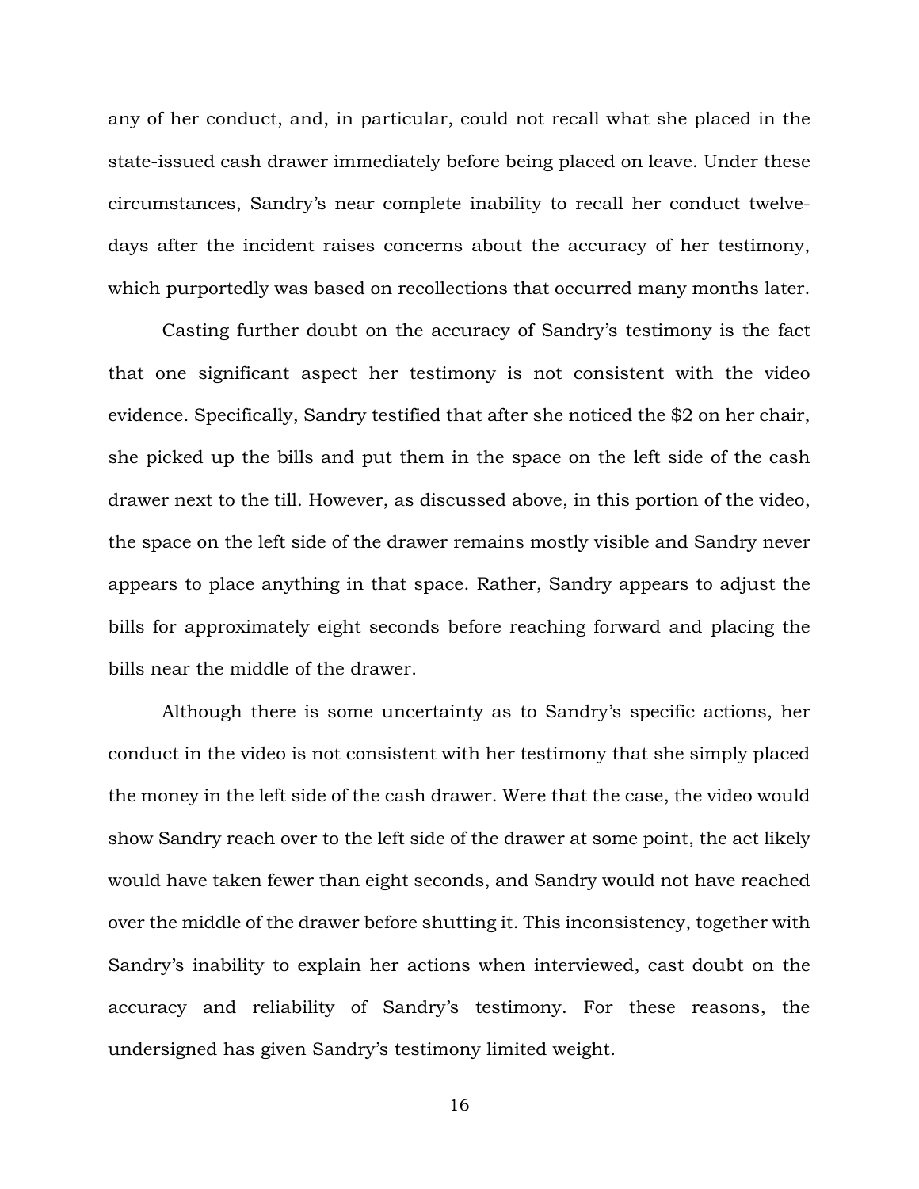any of her conduct, and, in particular, could not recall what she placed in the state-issued cash drawer immediately before being placed on leave. Under these circumstances, Sandry's near complete inability to recall her conduct twelve-days after the incident raises concerns about the accuracy of her testimony, which purportedly was based on recollections that occurred many months later.

Casting further doubt on the accuracy of Sandry's testimony is the fact that one significant aspect her testimony is not consistent with the video evidence. Specifically, Sandry testified that after she noticed the $2 on her chair, she picked up the bills and put them in the space on the left side of the cash drawer next to the till. However, as discussed above, in this portion of the video, the space on the left side of the drawer remains mostly visible and Sandry never appears to place anything in that space. Rather, Sandry appears to adjust the bills for approximately eight seconds before reaching forward and placing the bills near the middle of the drawer.

Although there is some uncertainty as to Sandry's specific actions, her conduct in the video is not consistent with her testimony that she simply placed the money in the left side of the cash drawer. Were that the case, the video would show Sandry reach over to the left side of the drawer at some point, the act likely would have taken fewer than eight seconds, and Sandry would not have reached over the middle of the drawer before shutting it. This inconsistency, together with Sandry's inability to explain her actions when interviewed, cast doubt on the accuracy and reliability of Sandry's testimony. For these reasons, the undersigned has given Sandry's testimony limited weight.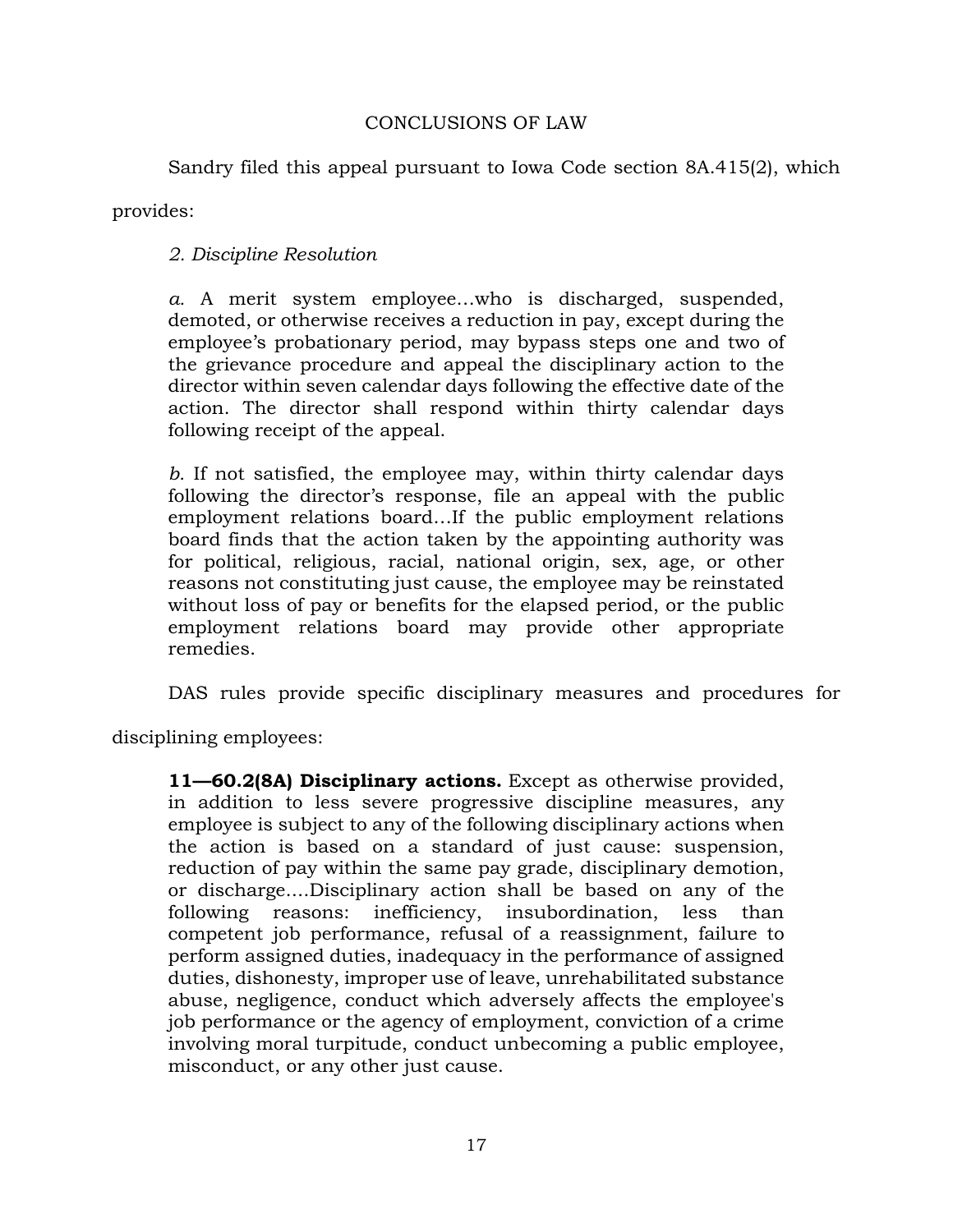## CONCLUSIONS OF LAW

Sandry filed this appeal pursuant to Iowa Code section 8A.415(2), which provides:

> *2. Discipline Resolution*
>
> *a.* A merit system employee…who is discharged, suspended, demoted, or otherwise receives a reduction in pay, except during the employee's probationary period, may bypass steps one and two of the grievance procedure and appeal the disciplinary action to the director within seven calendar days following the effective date of the action. The director shall respond within thirty calendar days following receipt of the appeal.
>
> *b.* If not satisfied, the employee may, within thirty calendar days following the director's response, file an appeal with the public employment relations board…If the public employment relations board finds that the action taken by the appointing authority was for political, religious, racial, national origin, sex, age, or other reasons not constituting just cause, the employee may be reinstated without loss of pay or benefits for the elapsed period, or the public employment relations board may provide other appropriate remedies.

DAS rules provide specific disciplinary measures and procedures for disciplining employees:

> **11—60.2(8A) Disciplinary actions.** Except as otherwise provided, in addition to less severe progressive discipline measures, any employee is subject to any of the following disciplinary actions when the action is based on a standard of just cause: suspension, reduction of pay within the same pay grade, disciplinary demotion, or discharge….Disciplinary action shall be based on any of the following reasons: inefficiency, insubordination, less than competent job performance, refusal of a reassignment, failure to perform assigned duties, inadequacy in the performance of assigned duties, dishonesty, improper use of leave, unrehabilitated substance abuse, negligence, conduct which adversely affects the employee's job performance or the agency of employment, conviction of a crime involving moral turpitude, conduct unbecoming a public employee, misconduct, or any other just cause.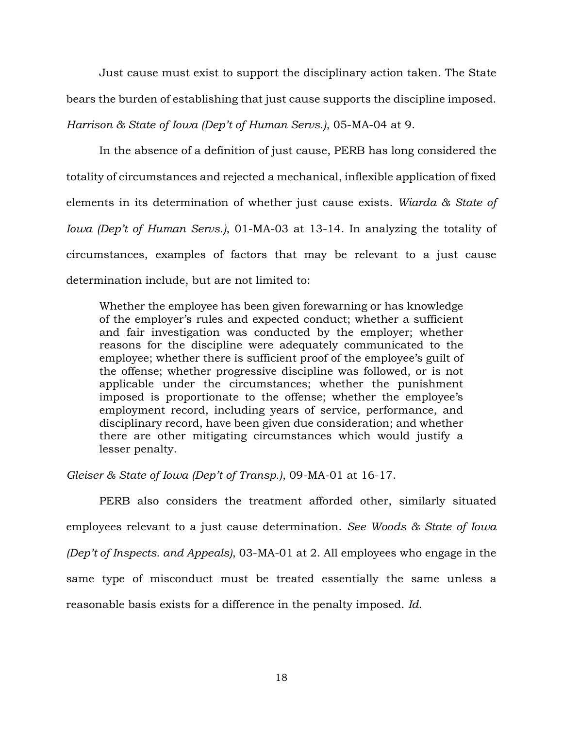Just cause must exist to support the disciplinary action taken. The State bears the burden of establishing that just cause supports the discipline imposed. *Harrison & State of Iowa (Dep't of Human Servs.)*, 05-MA-04 at 9.

In the absence of a definition of just cause, PERB has long considered the totality of circumstances and rejected a mechanical, inflexible application of fixed elements in its determination of whether just cause exists. *Wiarda & State of Iowa (Dep't of Human Servs.)*, 01-MA-03 at 13-14. In analyzing the totality of circumstances, examples of factors that may be relevant to a just cause determination include, but are not limited to:

> Whether the employee has been given forewarning or has knowledge of the employer's rules and expected conduct; whether a sufficient and fair investigation was conducted by the employer; whether reasons for the discipline were adequately communicated to the employee; whether there is sufficient proof of the employee's guilt of the offense; whether progressive discipline was followed, or is not applicable under the circumstances; whether the punishment imposed is proportionate to the offense; whether the employee's employment record, including years of service, performance, and disciplinary record, have been given due consideration; and whether there are other mitigating circumstances which would justify a lesser penalty.

*Gleiser & State of Iowa (Dep't of Transp.)*, 09-MA-01 at 16-17.

PERB also considers the treatment afforded other, similarly situated employees relevant to a just cause determination. *See Woods & State of Iowa (Dep't of Inspects. and Appeals)*, 03-MA-01 at 2. All employees who engage in the same type of misconduct must be treated essentially the same unless a reasonable basis exists for a difference in the penalty imposed. *Id.*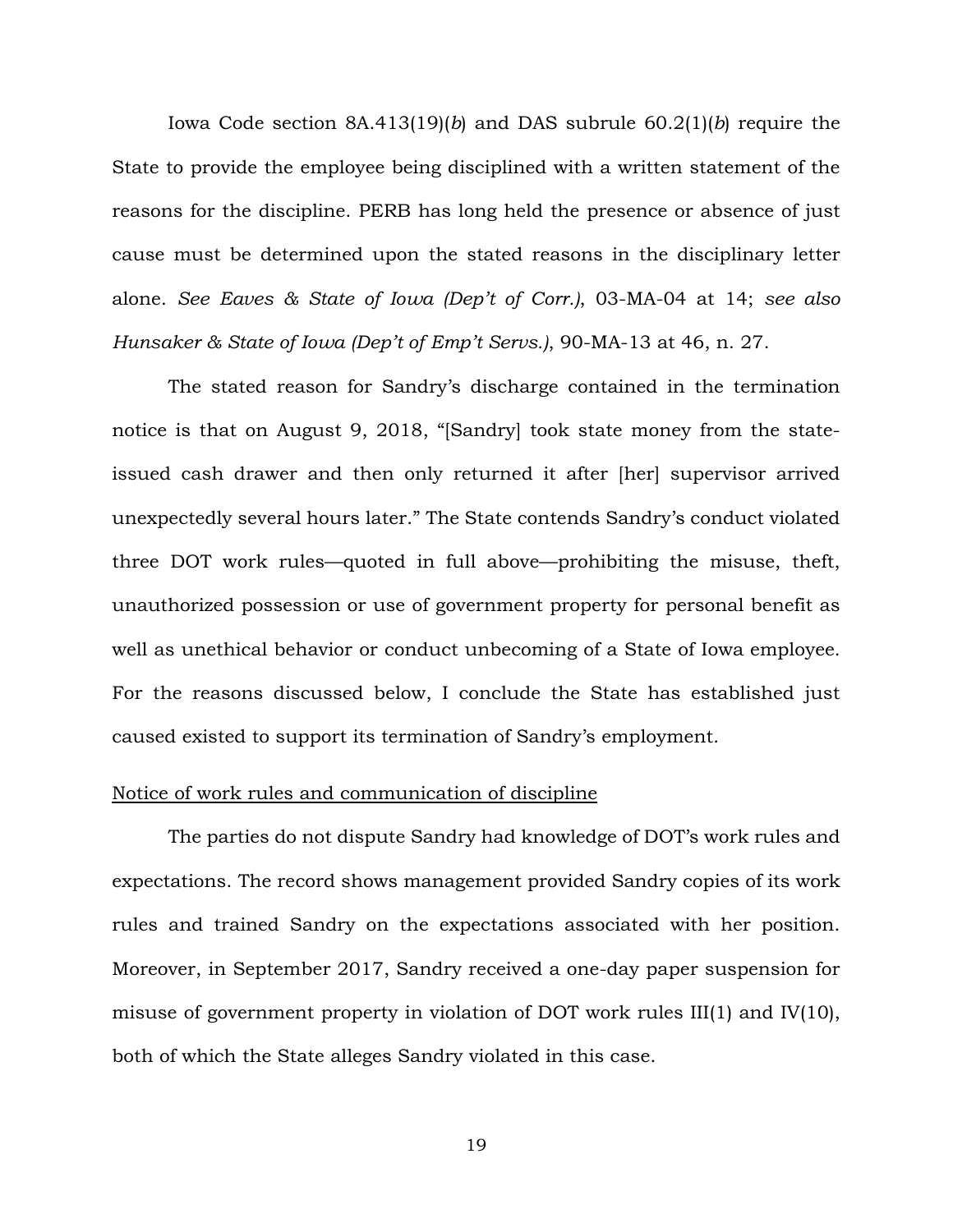Iowa Code section 8A.413(19)(*b*) and DAS subrule 60.2(1)(*b*) require the State to provide the employee being disciplined with a written statement of the reasons for the discipline. PERB has long held the presence or absence of just cause must be determined upon the stated reasons in the disciplinary letter alone. *See Eaves & State of Iowa (Dep't of Corr.)*, 03-MA-04 at 14; *see also Hunsaker & State of Iowa (Dep't of Emp't Servs.)*, 90-MA-13 at 46, n. 27.

The stated reason for Sandry's discharge contained in the termination notice is that on August 9, 2018, "[Sandry] took state money from the state-issued cash drawer and then only returned it after [her] supervisor arrived unexpectedly several hours later." The State contends Sandry's conduct violated three DOT work rules—quoted in full above—prohibiting the misuse, theft, unauthorized possession or use of government property for personal benefit as well as unethical behavior or conduct unbecoming of a State of Iowa employee. For the reasons discussed below, I conclude the State has established just caused existed to support its termination of Sandry's employment.

<u>Notice of work rules and communication of discipline</u>

The parties do not dispute Sandry had knowledge of DOT's work rules and expectations. The record shows management provided Sandry copies of its work rules and trained Sandry on the expectations associated with her position. Moreover, in September 2017, Sandry received a one-day paper suspension for misuse of government property in violation of DOT work rules III(1) and IV(10), both of which the State alleges Sandry violated in this case.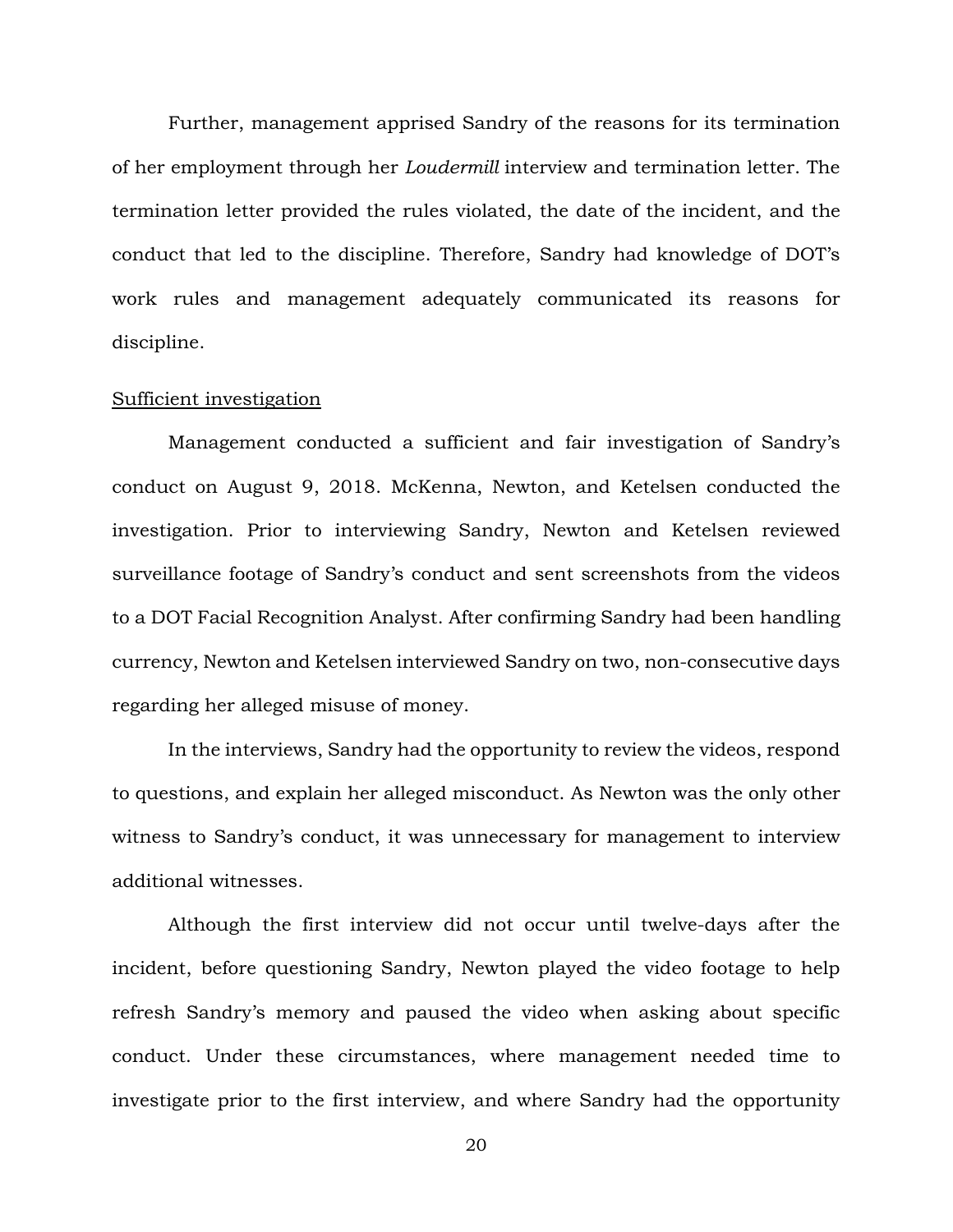Further, management apprised Sandry of the reasons for its termination of her employment through her *Loudermill* interview and termination letter. The termination letter provided the rules violated, the date of the incident, and the conduct that led to the discipline. Therefore, Sandry had knowledge of DOT's work rules and management adequately communicated its reasons for discipline.

<u>Sufficient investigation</u>

Management conducted a sufficient and fair investigation of Sandry's conduct on August 9, 2018. McKenna, Newton, and Ketelsen conducted the investigation. Prior to interviewing Sandry, Newton and Ketelsen reviewed surveillance footage of Sandry's conduct and sent screenshots from the videos to a DOT Facial Recognition Analyst. After confirming Sandry had been handling currency, Newton and Ketelsen interviewed Sandry on two, non-consecutive days regarding her alleged misuse of money.

In the interviews, Sandry had the opportunity to review the videos, respond to questions, and explain her alleged misconduct. As Newton was the only other witness to Sandry's conduct, it was unnecessary for management to interview additional witnesses.

Although the first interview did not occur until twelve-days after the incident, before questioning Sandry, Newton played the video footage to help refresh Sandry's memory and paused the video when asking about specific conduct. Under these circumstances, where management needed time to investigate prior to the first interview, and where Sandry had the opportunity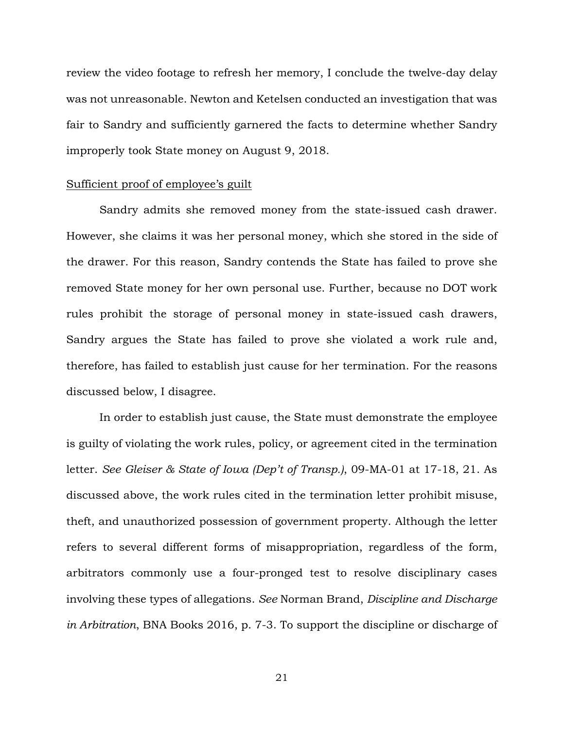review the video footage to refresh her memory, I conclude the twelve-day delay was not unreasonable. Newton and Ketelsen conducted an investigation that was fair to Sandry and sufficiently garnered the facts to determine whether Sandry improperly took State money on August 9, 2018.

<u>Sufficient proof of employee's guilt</u>

Sandry admits she removed money from the state-issued cash drawer. However, she claims it was her personal money, which she stored in the side of the drawer. For this reason, Sandry contends the State has failed to prove she removed State money for her own personal use. Further, because no DOT work rules prohibit the storage of personal money in state-issued cash drawers, Sandry argues the State has failed to prove she violated a work rule and, therefore, has failed to establish just cause for her termination. For the reasons discussed below, I disagree.

In order to establish just cause, the State must demonstrate the employee is guilty of violating the work rules, policy, or agreement cited in the termination letter. *See Gleiser & State of Iowa (Dep't of Transp.)*, 09-MA-01 at 17-18, 21. As discussed above, the work rules cited in the termination letter prohibit misuse, theft, and unauthorized possession of government property. Although the letter refers to several different forms of misappropriation, regardless of the form, arbitrators commonly use a four-pronged test to resolve disciplinary cases involving these types of allegations. *See* Norman Brand, *Discipline and Discharge in Arbitration*, BNA Books 2016, p. 7-3. To support the discipline or discharge of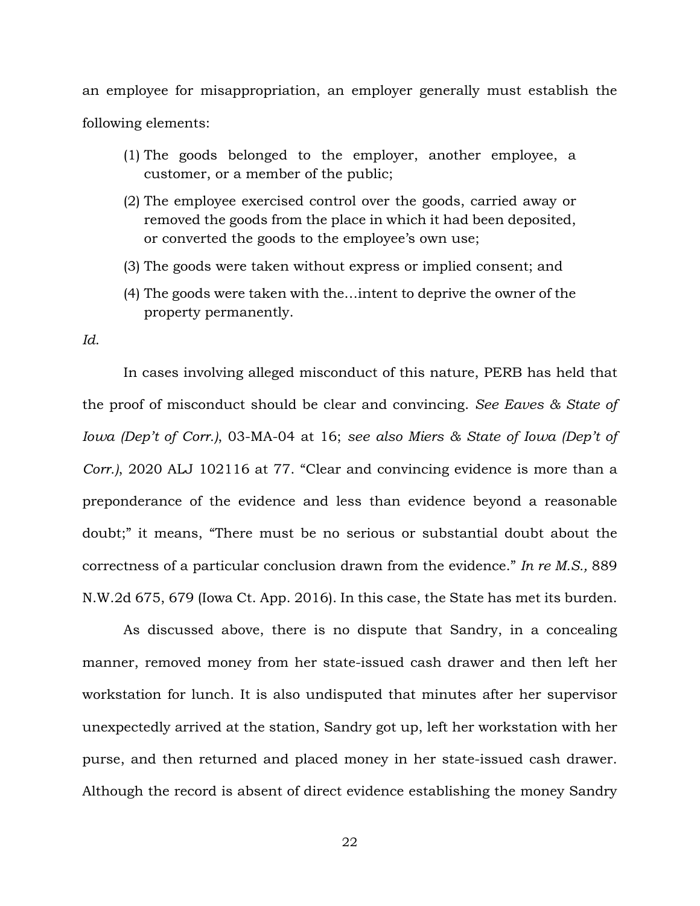an employee for misappropriation, an employer generally must establish the following elements:

> (1) The goods belonged to the employer, another employee, a customer, or a member of the public;
>
> (2) The employee exercised control over the goods, carried away or removed the goods from the place in which it had been deposited, or converted the goods to the employee's own use;
>
> (3) The goods were taken without express or implied consent; and
>
> (4) The goods were taken with the…intent to deprive the owner of the property permanently.

*Id.*

In cases involving alleged misconduct of this nature, PERB has held that the proof of misconduct should be clear and convincing. *See Eaves & State of Iowa (Dep't of Corr.)*, 03-MA-04 at 16; *see also Miers & State of Iowa (Dep't of Corr.)*, 2020 ALJ 102116 at 77. "Clear and convincing evidence is more than a preponderance of the evidence and less than evidence beyond a reasonable doubt;" it means, "There must be no serious or substantial doubt about the correctness of a particular conclusion drawn from the evidence." *In re M.S.,* 889 N.W.2d 675, 679 (Iowa Ct. App. 2016). In this case, the State has met its burden.

As discussed above, there is no dispute that Sandry, in a concealing manner, removed money from her state-issued cash drawer and then left her workstation for lunch. It is also undisputed that minutes after her supervisor unexpectedly arrived at the station, Sandry got up, left her workstation with her purse, and then returned and placed money in her state-issued cash drawer. Although the record is absent of direct evidence establishing the money Sandry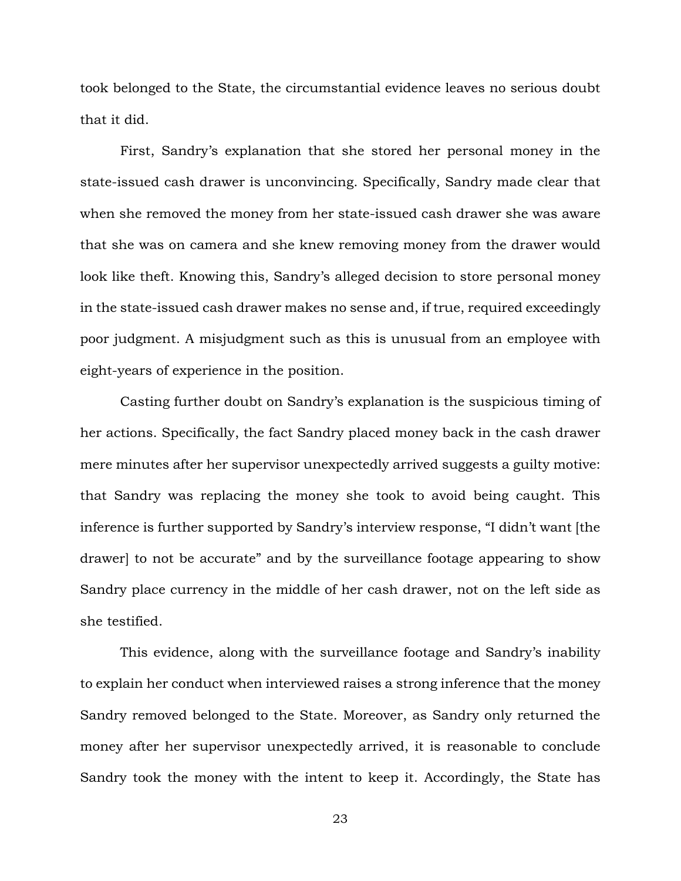took belonged to the State, the circumstantial evidence leaves no serious doubt that it did.

First, Sandry's explanation that she stored her personal money in the state-issued cash drawer is unconvincing. Specifically, Sandry made clear that when she removed the money from her state-issued cash drawer she was aware that she was on camera and she knew removing money from the drawer would look like theft. Knowing this, Sandry's alleged decision to store personal money in the state-issued cash drawer makes no sense and, if true, required exceedingly poor judgment. A misjudgment such as this is unusual from an employee with eight-years of experience in the position.

Casting further doubt on Sandry's explanation is the suspicious timing of her actions. Specifically, the fact Sandry placed money back in the cash drawer mere minutes after her supervisor unexpectedly arrived suggests a guilty motive: that Sandry was replacing the money she took to avoid being caught. This inference is further supported by Sandry's interview response, "I didn't want [the drawer] to not be accurate" and by the surveillance footage appearing to show Sandry place currency in the middle of her cash drawer, not on the left side as she testified.

This evidence, along with the surveillance footage and Sandry's inability to explain her conduct when interviewed raises a strong inference that the money Sandry removed belonged to the State. Moreover, as Sandry only returned the money after her supervisor unexpectedly arrived, it is reasonable to conclude Sandry took the money with the intent to keep it. Accordingly, the State has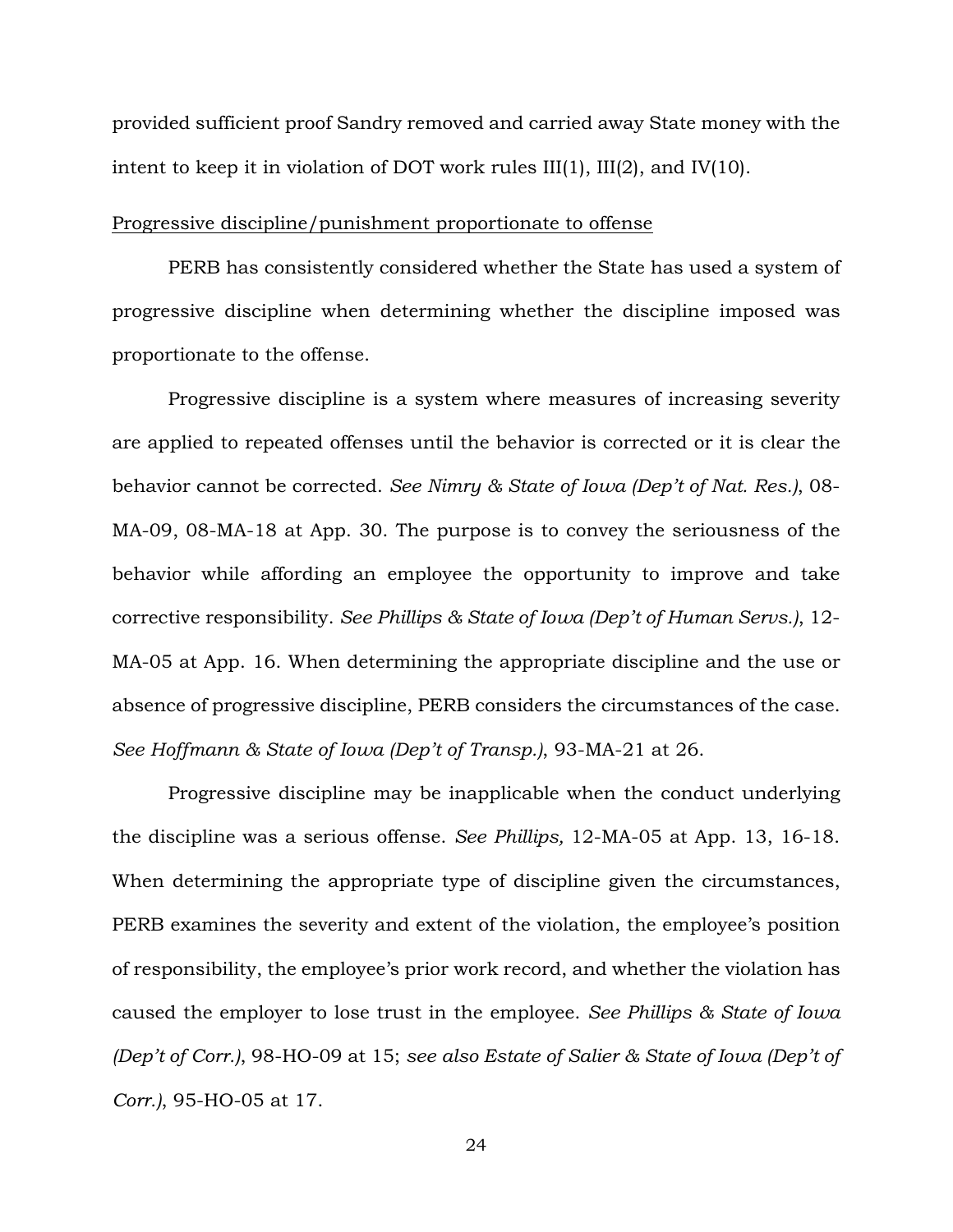provided sufficient proof Sandry removed and carried away State money with the intent to keep it in violation of DOT work rules III(1), III(2), and IV(10).

<u>Progressive discipline/punishment proportionate to offense</u>

PERB has consistently considered whether the State has used a system of progressive discipline when determining whether the discipline imposed was proportionate to the offense.

Progressive discipline is a system where measures of increasing severity are applied to repeated offenses until the behavior is corrected or it is clear the behavior cannot be corrected. *See Nimry & State of Iowa (Dep't of Nat. Res.)*, 08-MA-09, 08-MA-18 at App. 30. The purpose is to convey the seriousness of the behavior while affording an employee the opportunity to improve and take corrective responsibility. *See Phillips & State of Iowa (Dep't of Human Servs.)*, 12-MA-05 at App. 16. When determining the appropriate discipline and the use or absence of progressive discipline, PERB considers the circumstances of the case. *See Hoffmann & State of Iowa (Dep't of Transp.)*, 93-MA-21 at 26.

Progressive discipline may be inapplicable when the conduct underlying the discipline was a serious offense. *See Phillips,* 12-MA-05 at App. 13, 16-18. When determining the appropriate type of discipline given the circumstances, PERB examines the severity and extent of the violation, the employee's position of responsibility, the employee's prior work record, and whether the violation has caused the employer to lose trust in the employee. *See Phillips & State of Iowa (Dep't of Corr.)*, 98-HO-09 at 15; *see also Estate of Salier & State of Iowa (Dep't of Corr.)*, 95-HO-05 at 17.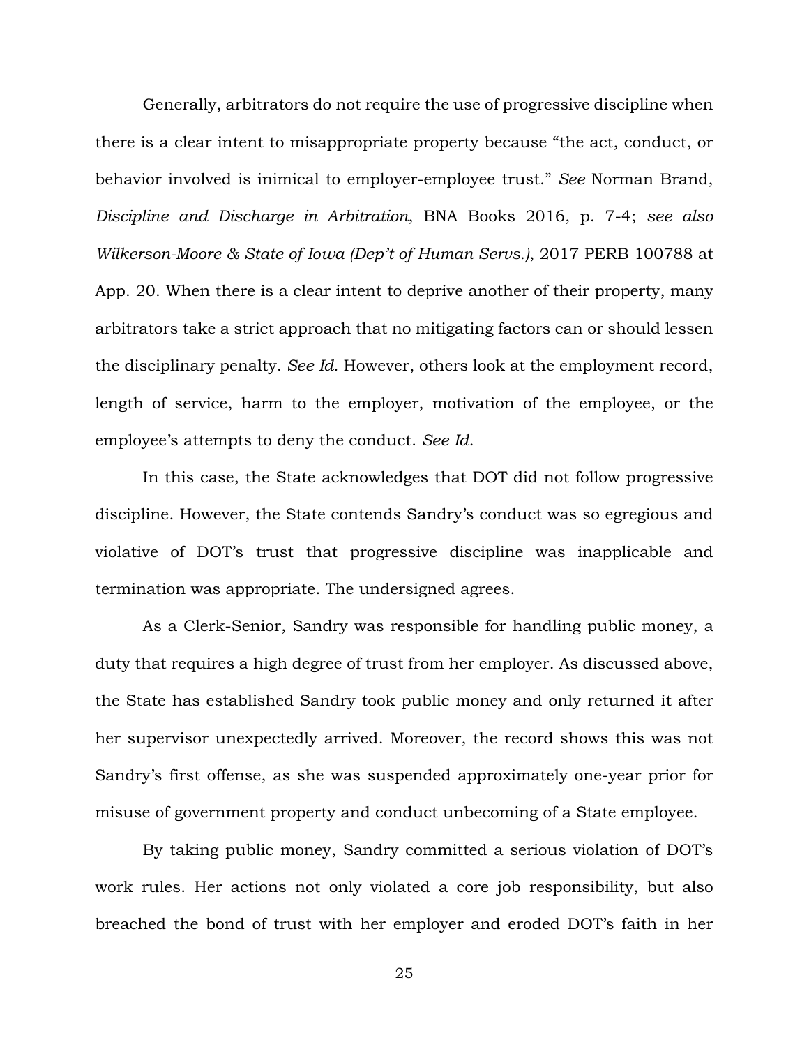Generally, arbitrators do not require the use of progressive discipline when there is a clear intent to misappropriate property because "the act, conduct, or behavior involved is inimical to employer-employee trust." *See* Norman Brand, *Discipline and Discharge in Arbitration*, BNA Books 2016, p. 7-4; *see also Wilkerson-Moore & State of Iowa (Dep't of Human Servs.)*, 2017 PERB 100788 at App. 20. When there is a clear intent to deprive another of their property, many arbitrators take a strict approach that no mitigating factors can or should lessen the disciplinary penalty. *See Id.* However, others look at the employment record, length of service, harm to the employer, motivation of the employee, or the employee's attempts to deny the conduct. *See Id.*

In this case, the State acknowledges that DOT did not follow progressive discipline. However, the State contends Sandry's conduct was so egregious and violative of DOT's trust that progressive discipline was inapplicable and termination was appropriate. The undersigned agrees.

As a Clerk-Senior, Sandry was responsible for handling public money, a duty that requires a high degree of trust from her employer. As discussed above, the State has established Sandry took public money and only returned it after her supervisor unexpectedly arrived. Moreover, the record shows this was not Sandry's first offense, as she was suspended approximately one-year prior for misuse of government property and conduct unbecoming of a State employee.

By taking public money, Sandry committed a serious violation of DOT's work rules. Her actions not only violated a core job responsibility, but also breached the bond of trust with her employer and eroded DOT's faith in her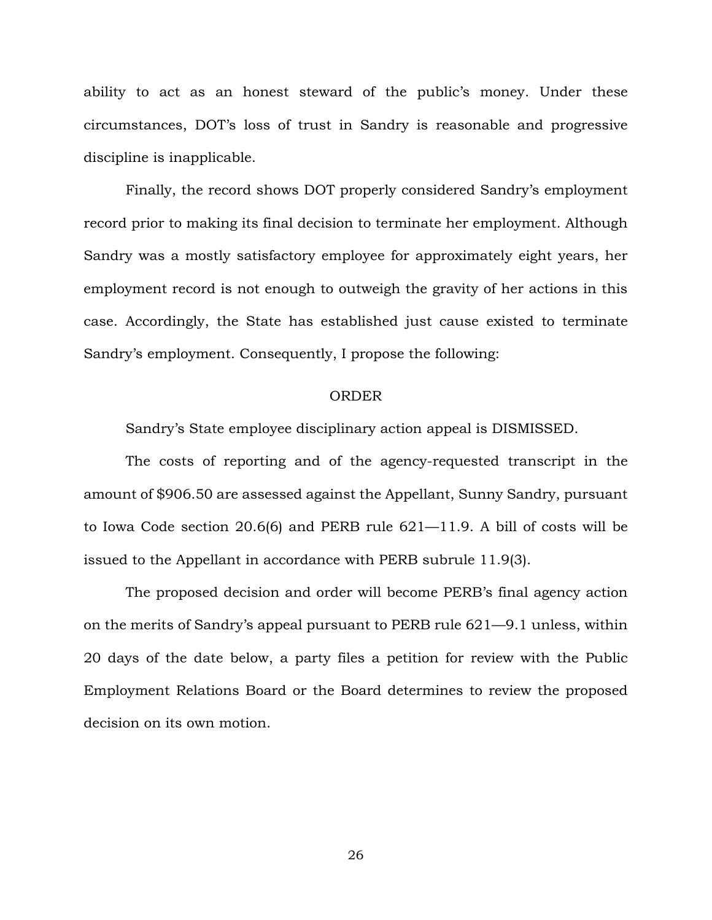ability to act as an honest steward of the public's money. Under these circumstances, DOT's loss of trust in Sandry is reasonable and progressive discipline is inapplicable.

Finally, the record shows DOT properly considered Sandry's employment record prior to making its final decision to terminate her employment. Although Sandry was a mostly satisfactory employee for approximately eight years, her employment record is not enough to outweigh the gravity of her actions in this case. Accordingly, the State has established just cause existed to terminate Sandry's employment. Consequently, I propose the following:

## ORDER

Sandry's State employee disciplinary action appeal is DISMISSED.

The costs of reporting and of the agency-requested transcript in the amount of $906.50 are assessed against the Appellant, Sunny Sandry, pursuant to Iowa Code section 20.6(6) and PERB rule 621—11.9. A bill of costs will be issued to the Appellant in accordance with PERB subrule 11.9(3).

The proposed decision and order will become PERB's final agency action on the merits of Sandry's appeal pursuant to PERB rule 621—9.1 unless, within 20 days of the date below, a party files a petition for review with the Public Employment Relations Board or the Board determines to review the proposed decision on its own motion.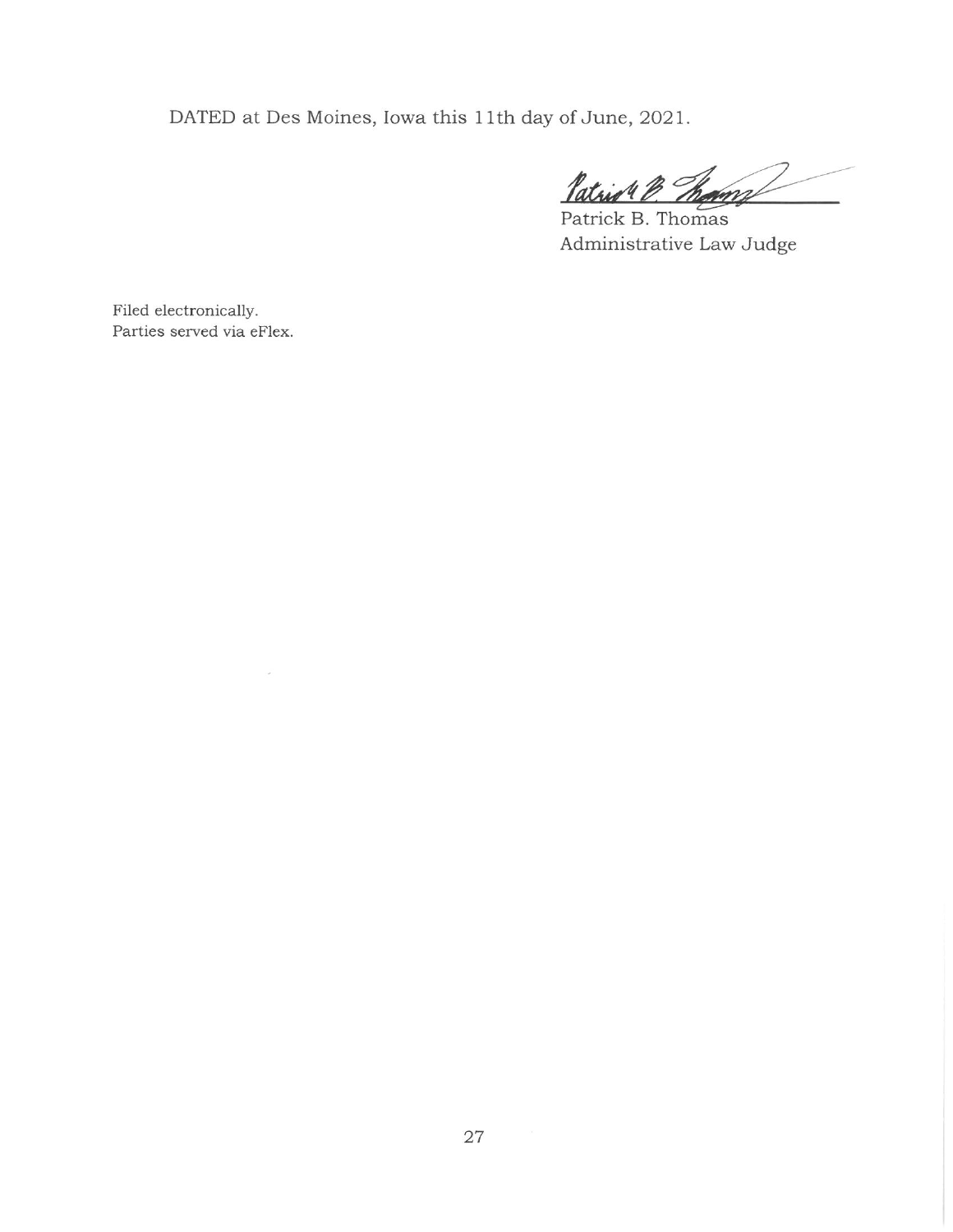DATED at Des Moines, Iowa this 11th day of June, 2021.

Patrick B. Thomas
Administrative Law Judge

Filed electronically.
Parties served via eFlex.